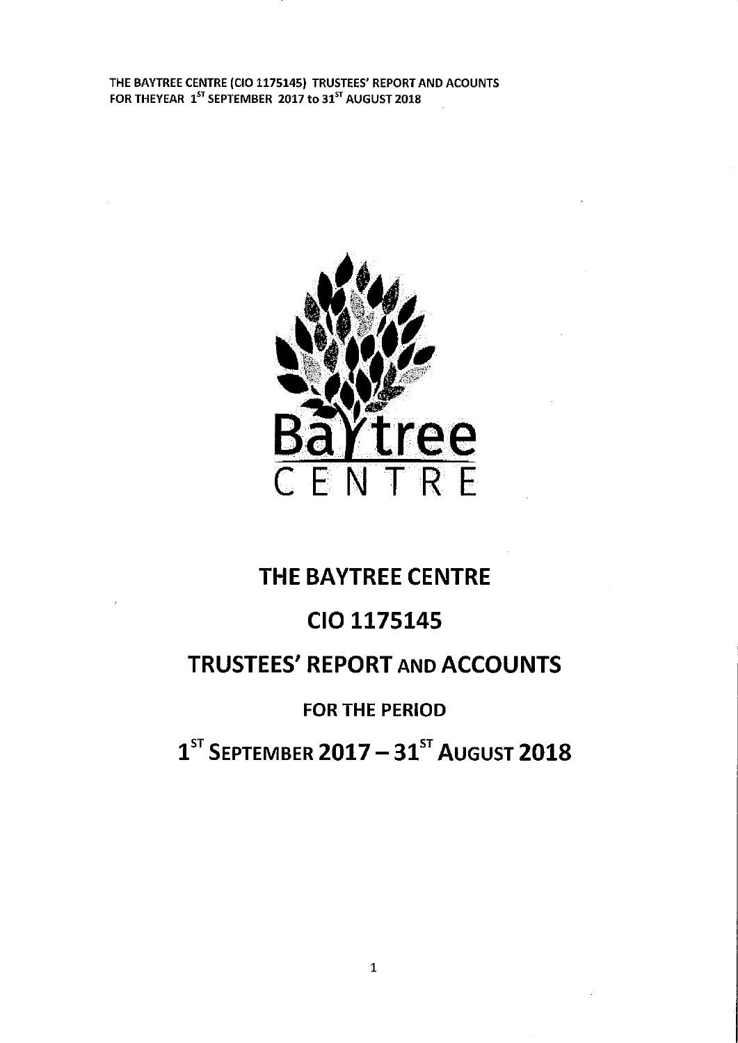THE BAYTREE CENTRE (CIO 1175145) TRUSTEES' REPORT AND ACOUNTS
FOR THEYEAR 1ST SEPTEMBER 2017 to 31ST AUGUST 2018

Baytree
CENTRE

# THE BAYTREE CENTRE

# CIO 1175145

# TRUSTEES' REPORT AND ACCOUNTS

## FOR THE PERIOD

# 1ST SEPTEMBER 2017 – 31ST AUGUST 2018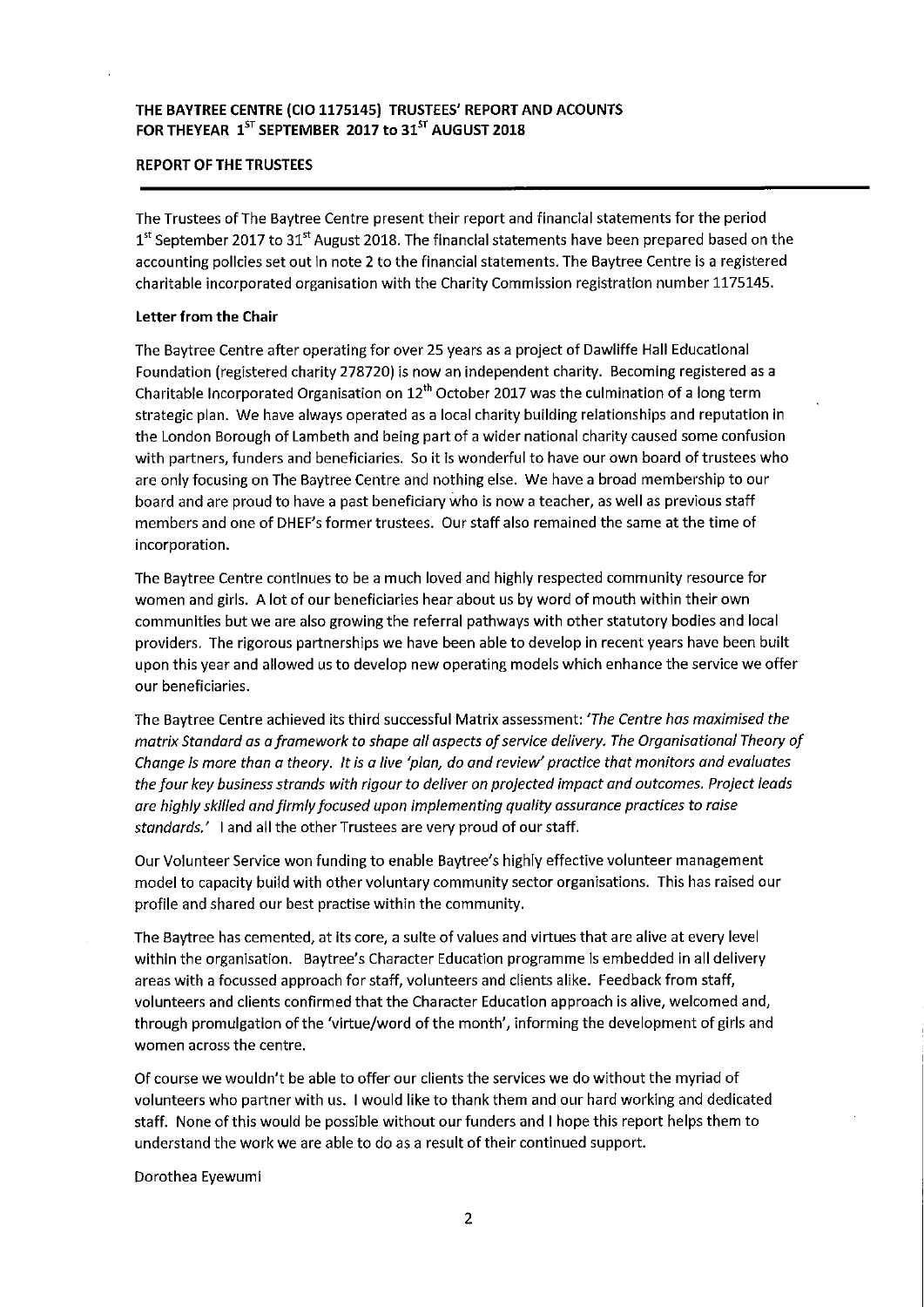# THE BAYTREE CENTRE (CIO 1175145) TRUSTEES' REPORT AND ACOUNTS FOR THEYEAR 1ST SEPTEMBER 2017 to 31ST AUGUST 2018

## REPORT OF THE TRUSTEES

The Trustees of The Baytree Centre present their report and financial statements for the period 1st September 2017 to 31st August 2018. The financial statements have been prepared based on the accounting policies set out in note 2 to the financial statements. The Baytree Centre is a registered charitable incorporated organisation with the Charity Commission registration number 1175145.

### Letter from the Chair

The Baytree Centre after operating for over 25 years as a project of Dawliffe Hall Educational Foundation (registered charity 278720) is now an independent charity. Becoming registered as a Charitable Incorporated Organisation on 12th October 2017 was the culmination of a long term strategic plan. We have always operated as a local charity building relationships and reputation in the London Borough of Lambeth and being part of a wider national charity caused some confusion with partners, funders and beneficiaries. So it is wonderful to have our own board of trustees who are only focusing on The Baytree Centre and nothing else. We have a broad membership to our board and are proud to have a past beneficiary who is now a teacher, as well as previous staff members and one of DHEF's former trustees. Our staff also remained the same at the time of incorporation.

The Baytree Centre continues to be a much loved and highly respected community resource for women and girls. A lot of our beneficiaries hear about us by word of mouth within their own communities but we are also growing the referral pathways with other statutory bodies and local providers. The rigorous partnerships we have been able to develop in recent years have been built upon this year and allowed us to develop new operating models which enhance the service we offer our beneficiaries.

The Baytree Centre achieved its third successful Matrix assessment: *'The Centre has maximised the matrix Standard as a framework to shape all aspects of service delivery. The Organisational Theory of Change is more than a theory. It is a live 'plan, do and review' practice that monitors and evaluates the four key business strands with rigour to deliver on projected impact and outcomes. Project leads are highly skilled and firmly focused upon implementing quality assurance practices to raise standards.'* I and all the other Trustees are very proud of our staff.

Our Volunteer Service won funding to enable Baytree's highly effective volunteer management model to capacity build with other voluntary community sector organisations. This has raised our profile and shared our best practise within the community.

The Baytree has cemented, at its core, a suite of values and virtues that are alive at every level within the organisation. Baytree's Character Education programme is embedded in all delivery areas with a focussed approach for staff, volunteers and clients alike. Feedback from staff, volunteers and clients confirmed that the Character Education approach is alive, welcomed and, through promulgation of the 'virtue/word of the month', informing the development of girls and women across the centre.

Of course we wouldn't be able to offer our clients the services we do without the myriad of volunteers who partner with us. I would like to thank them and our hard working and dedicated staff. None of this would be possible without our funders and I hope this report helps them to understand the work we are able to do as a result of their continued support.

Dorothea Eyewumi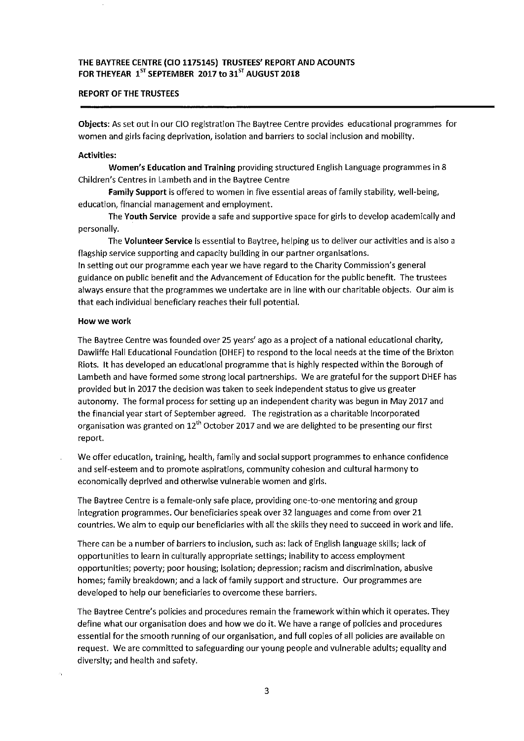# THE BAYTREE CENTRE (CIO 1175145) TRUSTEES' REPORT AND ACOUNTS FOR THEYEAR 1[ST] SEPTEMBER 2017 to 31[ST] AUGUST 2018

## REPORT OF THE TRUSTEES

**Objects**: As set out in our CIO registration The Baytree Centre provides educational programmes for women and girls facing deprivation, isolation and barriers to social inclusion and mobility.

**Activities:**

**Women's Education and Training** providing structured English Language programmes in 8 Children's Centres in Lambeth and in the Baytree Centre

**Family Support** is offered to women in five essential areas of family stability, well-being, education, financial management and employment.

The **Youth Service** provide a safe and supportive space for girls to develop academically and personally.

The **Volunteer Service** is essential to Baytree, helping us to deliver our activities and is also a flagship service supporting and capacity building in our partner organisations.

In setting out our programme each year we have regard to the Charity Commission's general guidance on public benefit and the Advancement of Education for the public benefit. The trustees always ensure that the programmes we undertake are in line with our charitable objects. Our aim is that each individual beneficiary reaches their full potential.

**How we work**

The Baytree Centre was founded over 25 years' ago as a project of a national educational charity, Dawliffe Hall Educational Foundation (DHEF) to respond to the local needs at the time of the Brixton Riots. It has developed an educational programme that is highly respected within the Borough of Lambeth and have formed some strong local partnerships. We are grateful for the support DHEF has provided but in 2017 the decision was taken to seek independent status to give us greater autonomy. The formal process for setting up an independent charity was begun in May 2017 and the financial year start of September agreed. The registration as a charitable incorporated organisation was granted on 12[th] October 2017 and we are delighted to be presenting our first report.

We offer education, training, health, family and social support programmes to enhance confidence and self-esteem and to promote aspirations, community cohesion and cultural harmony to economically deprived and otherwise vulnerable women and girls.

The Baytree Centre is a female-only safe place, providing one-to-one mentoring and group integration programmes. Our beneficiaries speak over 32 languages and come from over 21 countries. We aim to equip our beneficiaries with all the skills they need to succeed in work and life.

There can be a number of barriers to inclusion, such as: lack of English language skills; lack of opportunities to learn in culturally appropriate settings; inability to access employment opportunities; poverty; poor housing; isolation; depression; racism and discrimination, abusive homes; family breakdown; and a lack of family support and structure. Our programmes are developed to help our beneficiaries to overcome these barriers.

The Baytree Centre's policies and procedures remain the framework within which it operates. They define what our organisation does and how we do it. We have a range of policies and procedures essential for the smooth running of our organisation, and full copies of all policies are available on request. We are committed to safeguarding our young people and vulnerable adults; equality and diversity; and health and safety.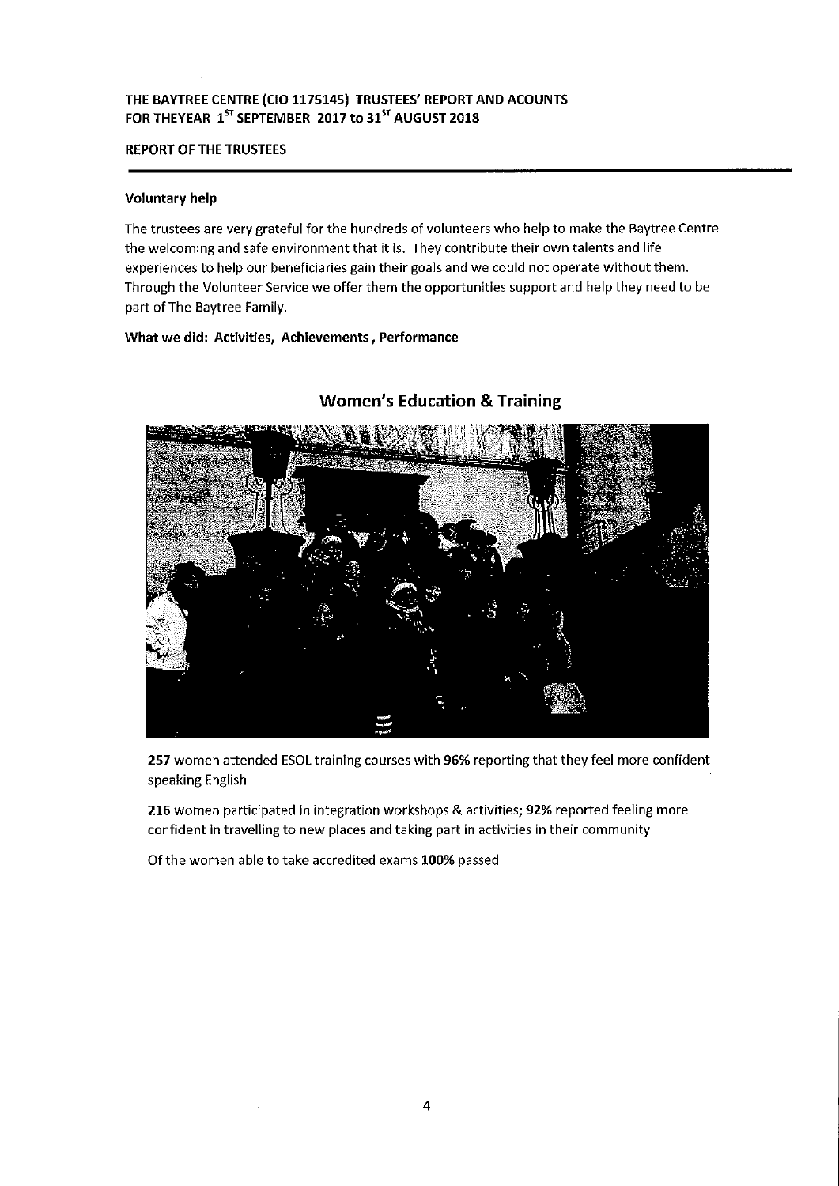**REPORT OF THE TRUSTEES**

### Voluntary help

The trustees are very grateful for the hundreds of volunteers who help to make the Baytree Centre the welcoming and safe environment that it is. They contribute their own talents and life experiences to help our beneficiaries gain their goals and we could not operate without them. Through the Volunteer Service we offer them the opportunities support and help they need to be part of The Baytree Family.

### What we did: Activities, Achievements, Performance

## Women's Education & Training

**257** women attended ESOL training courses with **96%** reporting that they feel more confident speaking English

**216** women participated in integration workshops & activities; **92%** reported feeling more confident in travelling to new places and taking part in activities in their community

Of the women able to take accredited exams **100%** passed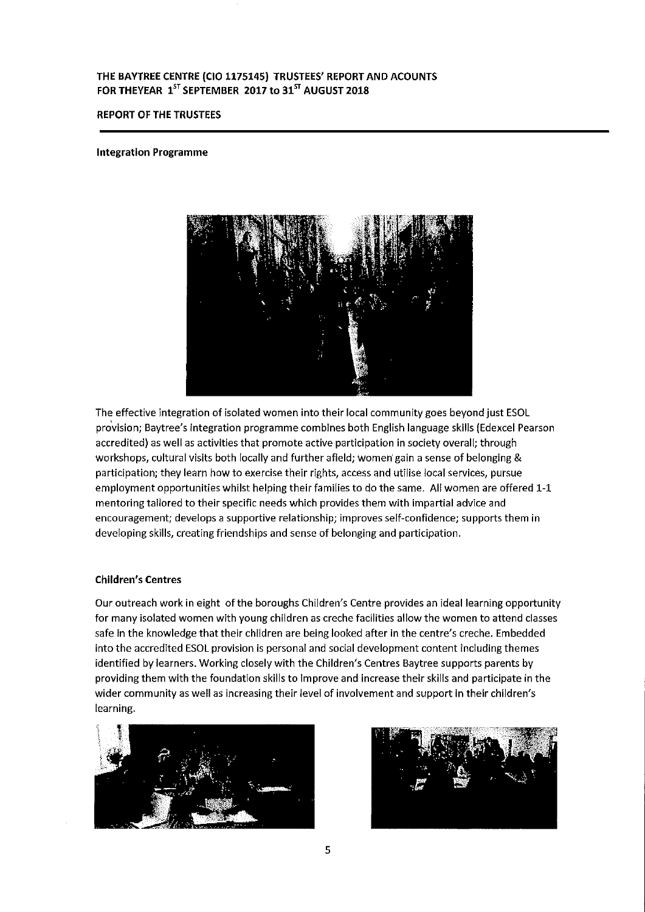## REPORT OF THE TRUSTEES

### Integration Programme

The effective integration of isolated women into their local community goes beyond just ESOL provision; Baytree's integration programme combines both English language skills (Edexcel Pearson accredited) as well as activities that promote active participation in society overall; through workshops, cultural visits both locally and further afield; women gain a sense of belonging & participation; they learn how to exercise their rights, access and utilise local services, pursue employment opportunities whilst helping their families to do the same. All women are offered 1-1 mentoring tailored to their specific needs which provides them with impartial advice and encouragement; develops a supportive relationship; improves self-confidence; supports them in developing skills, creating friendships and sense of belonging and participation.

### Children's Centres

Our outreach work in eight of the boroughs Children's Centre provides an ideal learning opportunity for many isolated women with young children as creche facilities allow the women to attend classes safe in the knowledge that their children are being looked after in the centre's creche. Embedded into the accredited ESOL provision is personal and social development content including themes identified by learners. Working closely with the Children's Centres Baytree supports parents by providing them with the foundation skills to improve and increase their skills and participate in the wider community as well as increasing their level of involvement and support in their children's learning.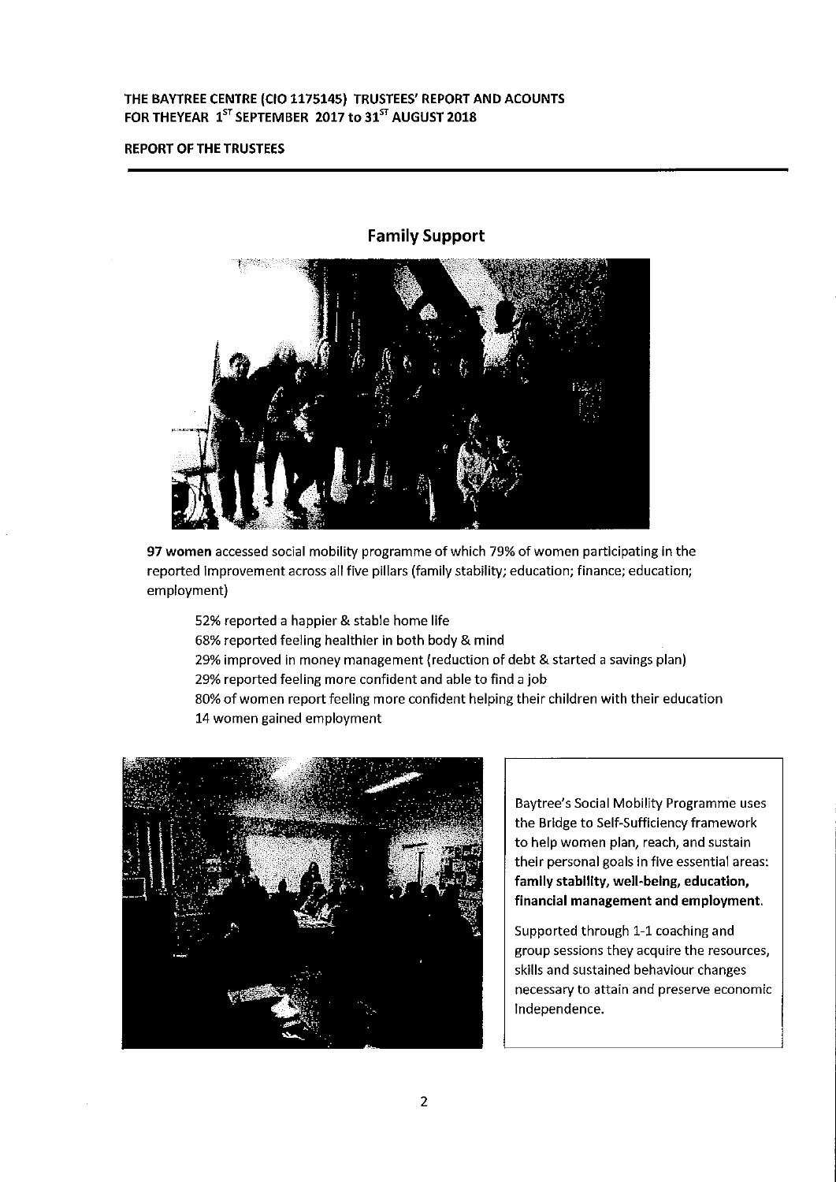## Family Support

**97 women** accessed social mobility programme of which 79% of women participating in the reported improvement across all five pillars (family stability; education; finance; education; employment)

52% reported a happier & stable home life
68% reported feeling healthier in both body & mind
29% improved in money management (reduction of debt & started a savings plan)
29% reported feeling more confident and able to find a job
80% of women report feeling more confident helping their children with their education
14 women gained employment

Baytree's Social Mobility Programme uses the Bridge to Self-Sufficiency framework to help women plan, reach, and sustain their personal goals in five essential areas: **family stability, well-being, education, financial management and employment.**

Supported through 1-1 coaching and group sessions they acquire the resources, skills and sustained behaviour changes necessary to attain and preserve economic independence.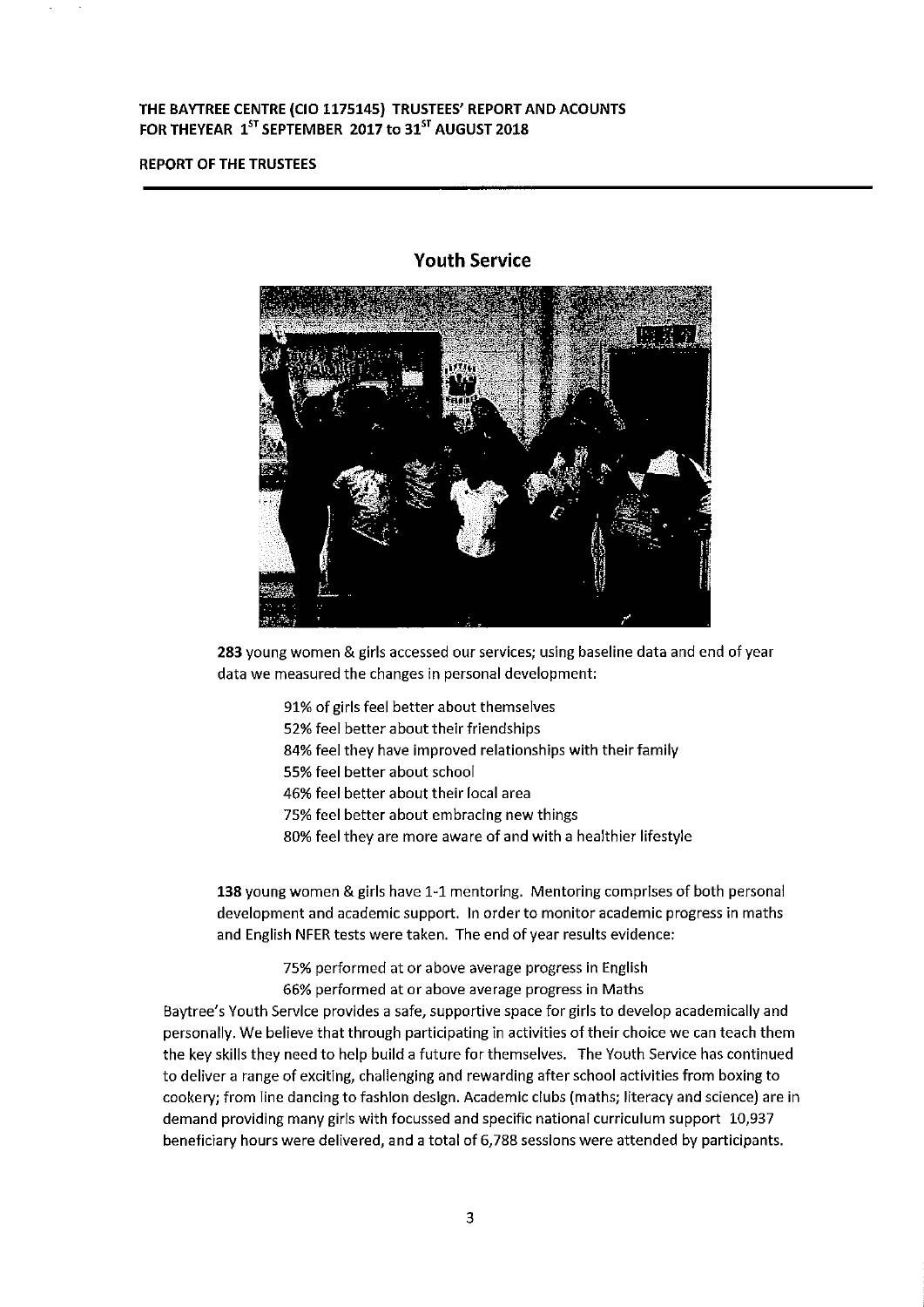## Youth Service

**283** young women & girls accessed our services; using baseline data and end of year data we measured the changes in personal development:

- 91% of girls feel better about themselves
- 52% feel better about their friendships
- 84% feel they have improved relationships with their family
- 55% feel better about school
- 46% feel better about their local area
- 75% feel better about embracing new things
- 80% feel they are more aware of and with a healthier lifestyle

**138** young women & girls have 1-1 mentoring. Mentoring comprises of both personal development and academic support. In order to monitor academic progress in maths and English NFER tests were taken. The end of year results evidence:

- 75% performed at or above average progress in English
- 66% performed at or above average progress in Maths

Baytree's Youth Service provides a safe, supportive space for girls to develop academically and personally. We believe that through participating in activities of their choice we can teach them the key skills they need to help build a future for themselves. The Youth Service has continued to deliver a range of exciting, challenging and rewarding after school activities from boxing to cookery; from line dancing to fashion design. Academic clubs (maths; literacy and science) are in demand providing many girls with focussed and specific national curriculum support 10,937 beneficiary hours were delivered, and a total of 6,788 sessions were attended by participants.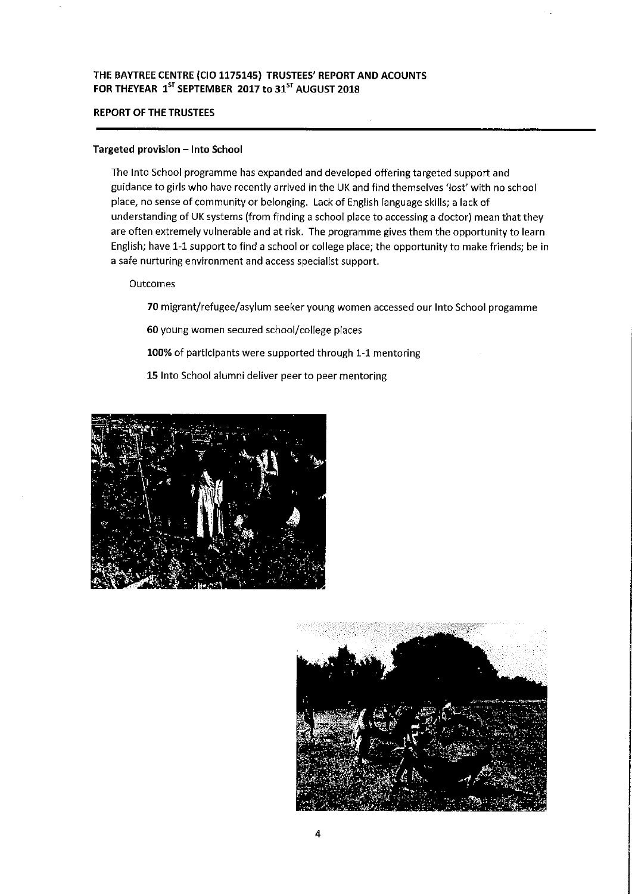**REPORT OF THE TRUSTEES**

### Targeted provision – Into School

The Into School programme has expanded and developed offering targeted support and guidance to girls who have recently arrived in the UK and find themselves 'lost' with no school place, no sense of community or belonging. Lack of English language skills; a lack of understanding of UK systems (from finding a school place to accessing a doctor) mean that they are often extremely vulnerable and at risk. The programme gives them the opportunity to learn English; have 1-1 support to find a school or college place; the opportunity to make friends; be in a safe nurturing environment and access specialist support.

Outcomes

**70** migrant/refugee/asylum seeker young women accessed our Into School progamme

**60** young women secured school/college places

**100%** of participants were supported through 1-1 mentoring

**15** Into School alumni deliver peer to peer mentoring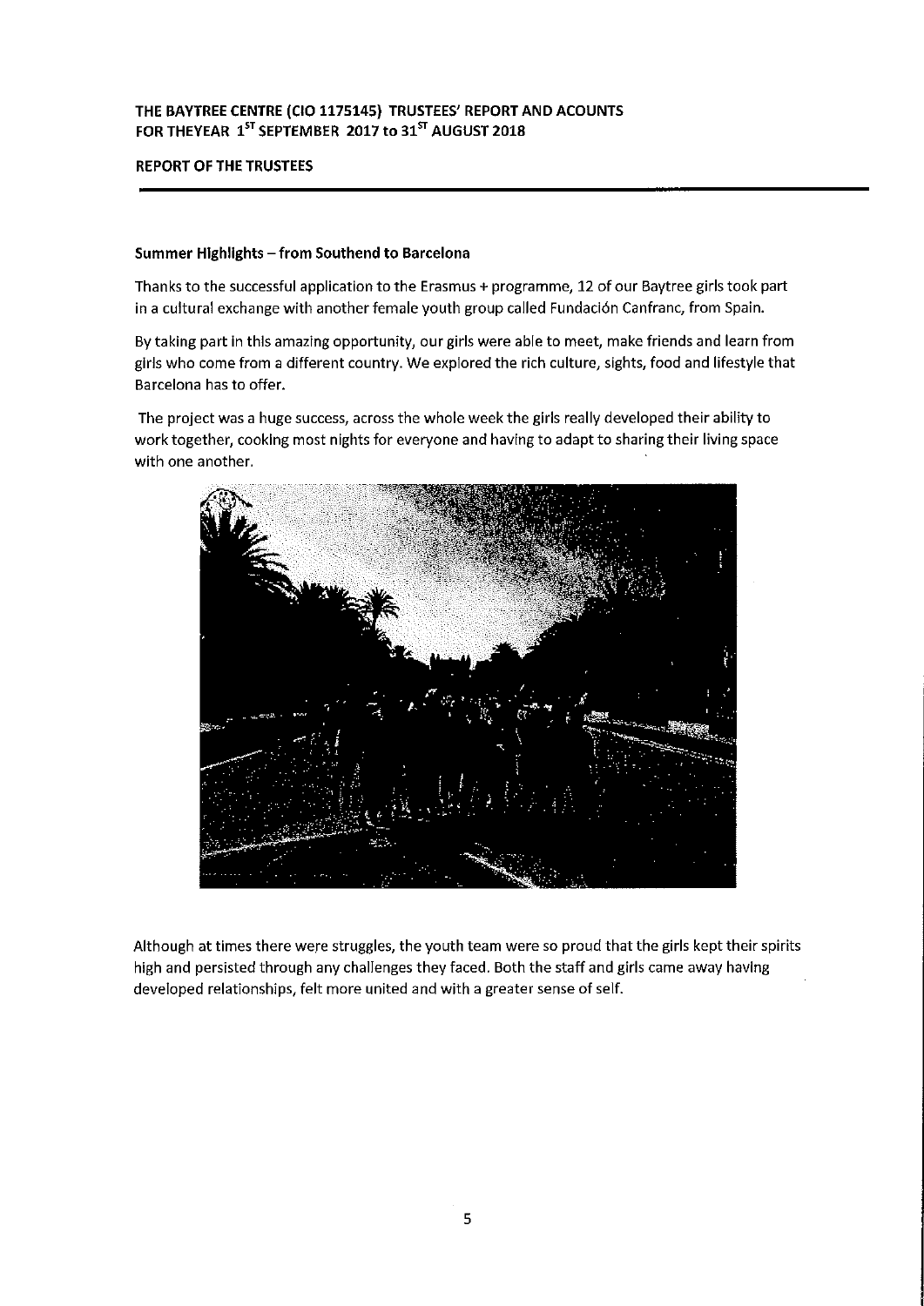**Summer Highlights – from Southend to Barcelona**

Thanks to the successful application to the Erasmus + programme, 12 of our Baytree girls took part in a cultural exchange with another female youth group called Fundación Canfranc, from Spain.

By taking part in this amazing opportunity, our girls were able to meet, make friends and learn from girls who come from a different country. We explored the rich culture, sights, food and lifestyle that Barcelona has to offer.

The project was a huge success, across the whole week the girls really developed their ability to work together, cooking most nights for everyone and having to adapt to sharing their living space with one another.

Although at times there were struggles, the youth team were so proud that the girls kept their spirits high and persisted through any challenges they faced. Both the staff and girls came away having developed relationships, felt more united and with a greater sense of self.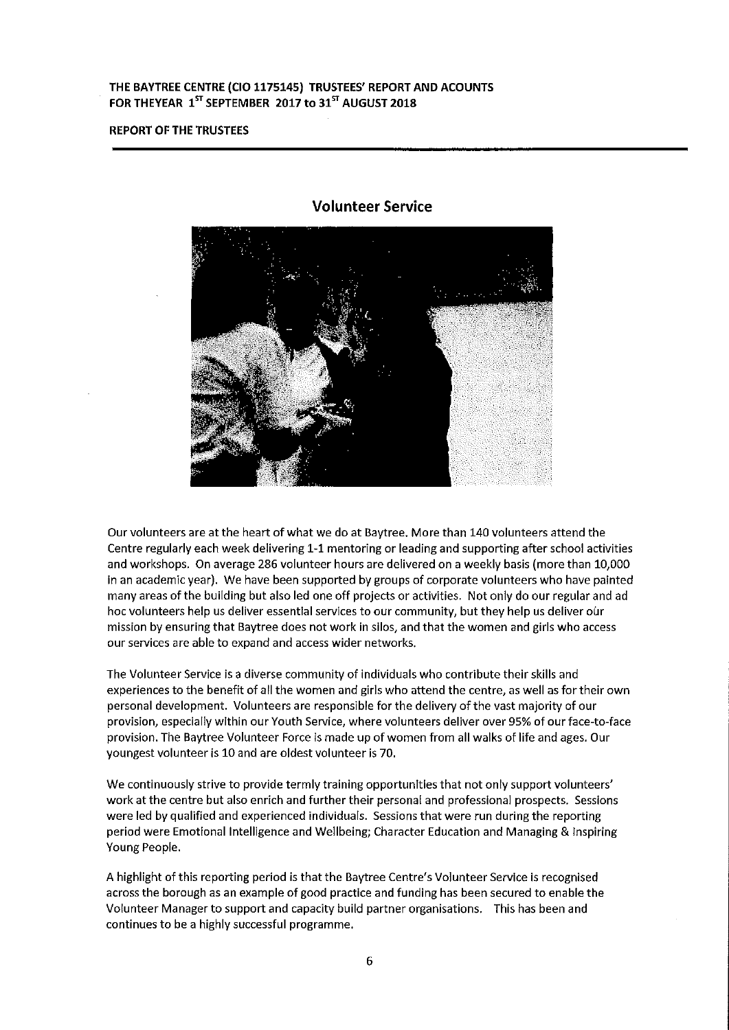## Volunteer Service

Our volunteers are at the heart of what we do at Baytree. More than 140 volunteers attend the Centre regularly each week delivering 1-1 mentoring or leading and supporting after school activities and workshops. On average 286 volunteer hours are delivered on a weekly basis (more than 10,000 in an academic year). We have been supported by groups of corporate volunteers who have painted many areas of the building but also led one off projects or activities. Not only do our regular and ad hoc volunteers help us deliver essential services to our community, but they help us deliver our mission by ensuring that Baytree does not work in silos, and that the women and girls who access our services are able to expand and access wider networks.

The Volunteer Service is a diverse community of individuals who contribute their skills and experiences to the benefit of all the women and girls who attend the centre, as well as for their own personal development. Volunteers are responsible for the delivery of the vast majority of our provision, especially within our Youth Service, where volunteers deliver over 95% of our face-to-face provision. The Baytree Volunteer Force is made up of women from all walks of life and ages. Our youngest volunteer is 10 and are oldest volunteer is 70.

We continuously strive to provide termly training opportunities that not only support volunteers' work at the centre but also enrich and further their personal and professional prospects. Sessions were led by qualified and experienced individuals. Sessions that were run during the reporting period were Emotional Intelligence and Wellbeing; Character Education and Managing & Inspiring Young People.

A highlight of this reporting period is that the Baytree Centre's Volunteer Service is recognised across the borough as an example of good practice and funding has been secured to enable the Volunteer Manager to support and capacity build partner organisations. This has been and continues to be a highly successful programme.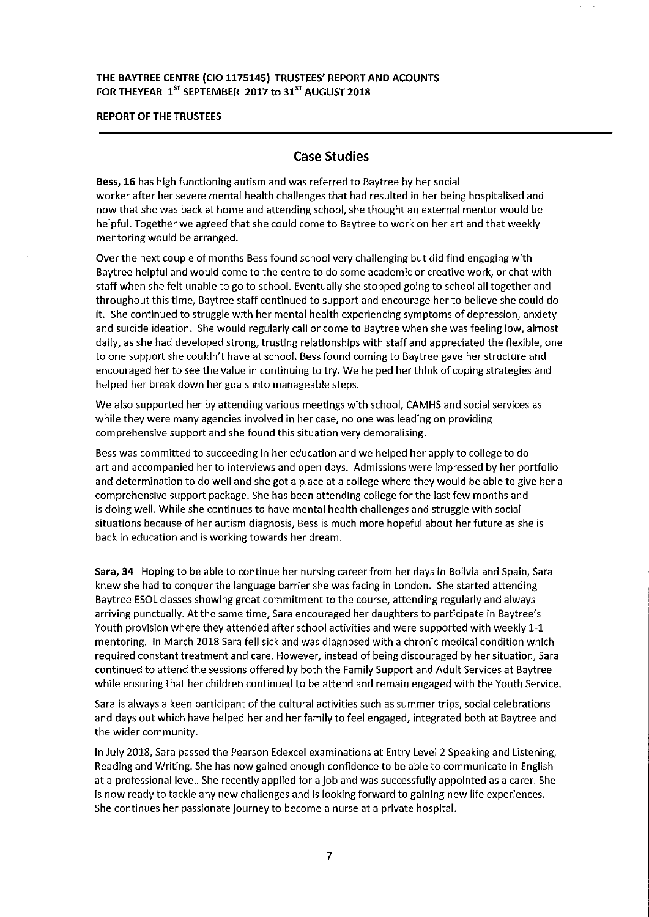**THE BAYTREE CENTRE (CIO 1175145) TRUSTEES' REPORT AND ACOUNTS FOR THEYEAR 1ST SEPTEMBER 2017 to 31ST AUGUST 2018**

**REPORT OF THE TRUSTEES**

## Case Studies

**Bess, 16** has high functioning autism and was referred to Baytree by her social worker after her severe mental health challenges that had resulted in her being hospitalised and now that she was back at home and attending school, she thought an external mentor would be helpful. Together we agreed that she could come to Baytree to work on her art and that weekly mentoring would be arranged.

Over the next couple of months Bess found school very challenging but did find engaging with Baytree helpful and would come to the centre to do some academic or creative work, or chat with staff when she felt unable to go to school. Eventually she stopped going to school all together and throughout this time, Baytree staff continued to support and encourage her to believe she could do it. She continued to struggle with her mental health experiencing symptoms of depression, anxiety and suicide ideation. She would regularly call or come to Baytree when she was feeling low, almost daily, as she had developed strong, trusting relationships with staff and appreciated the flexible, one to one support she couldn't have at school. Bess found coming to Baytree gave her structure and encouraged her to see the value in continuing to try. We helped her think of coping strategies and helped her break down her goals into manageable steps.

We also supported her by attending various meetings with school, CAMHS and social services as while they were many agencies involved in her case, no one was leading on providing comprehensive support and she found this situation very demoralising.

Bess was committed to succeeding in her education and we helped her apply to college to do art and accompanied her to interviews and open days. Admissions were impressed by her portfolio and determination to do well and she got a place at a college where they would be able to give her a comprehensive support package. She has been attending college for the last few months and is doing well. While she continues to have mental health challenges and struggle with social situations because of her autism diagnosis, Bess is much more hopeful about her future as she is back in education and is working towards her dream.

**Sara, 34** Hoping to be able to continue her nursing career from her days in Bolivia and Spain, Sara knew she had to conquer the language barrier she was facing in London. She started attending Baytree ESOL classes showing great commitment to the course, attending regularly and always arriving punctually. At the same time, Sara encouraged her daughters to participate in Baytree's Youth provision where they attended after school activities and were supported with weekly 1-1 mentoring. In March 2018 Sara fell sick and was diagnosed with a chronic medical condition which required constant treatment and care. However, instead of being discouraged by her situation, Sara continued to attend the sessions offered by both the Family Support and Adult Services at Baytree while ensuring that her children continued to be attend and remain engaged with the Youth Service.

Sara is always a keen participant of the cultural activities such as summer trips, social celebrations and days out which have helped her and her family to feel engaged, integrated both at Baytree and the wider community.

In July 2018, Sara passed the Pearson Edexcel examinations at Entry Level 2 Speaking and Listening, Reading and Writing. She has now gained enough confidence to be able to communicate in English at a professional level. She recently applied for a job and was successfully appointed as a carer. She is now ready to tackle any new challenges and is looking forward to gaining new life experiences. She continues her passionate journey to become a nurse at a private hospital.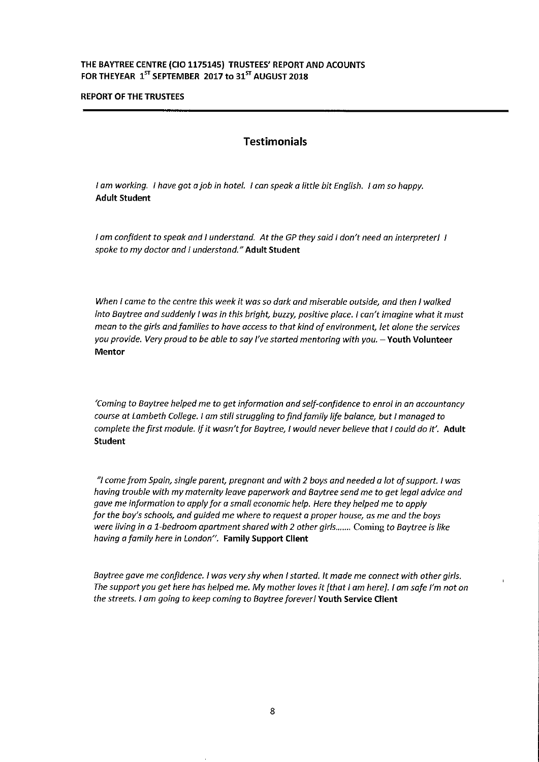## Testimonials

*I am working. I have got a job in hotel. I can speak a little bit English. I am so happy.*
**Adult Student**

*I am confident to speak and I understand. At the GP they said I don't need an interpreter! I spoke to my doctor and I understand."* **Adult Student**

*When I came to the centre this week it was so dark and miserable outside, and then I walked into Baytree and suddenly I was in this bright, buzzy, positive place. I can't imagine what it must mean to the girls and families to have access to that kind of environment, let alone the services you provide. Very proud to be able to say I've started mentoring with you.* – **Youth Volunteer Mentor**

*'Coming to Baytree helped me to get information and self-confidence to enrol in an accountancy course at Lambeth College. I am still struggling to find family life balance, but I managed to complete the first module. If it wasn't for Baytree, I would never believe that I could do it'.* **Adult Student**

*"I come from Spain, single parent, pregnant and with 2 boys and needed a lot of support. I was having trouble with my maternity leave paperwork and Baytree send me to get legal advice and gave me information to apply for a small economic help. Here they helped me to apply for the boy's schools, and guided me where to request a proper house, as me and the boys were living in a 1-bedroom apartment shared with 2 other girls....... Coming to Baytree is like having a family here in London".* **Family Support Client**

*Baytree gave me confidence. I was very shy when I started. It made me connect with other girls. The support you get here has helped me. My mother loves it [that I am here]. I am safe I'm not on the streets. I am going to keep coming to Baytree forever!* **Youth Service Client**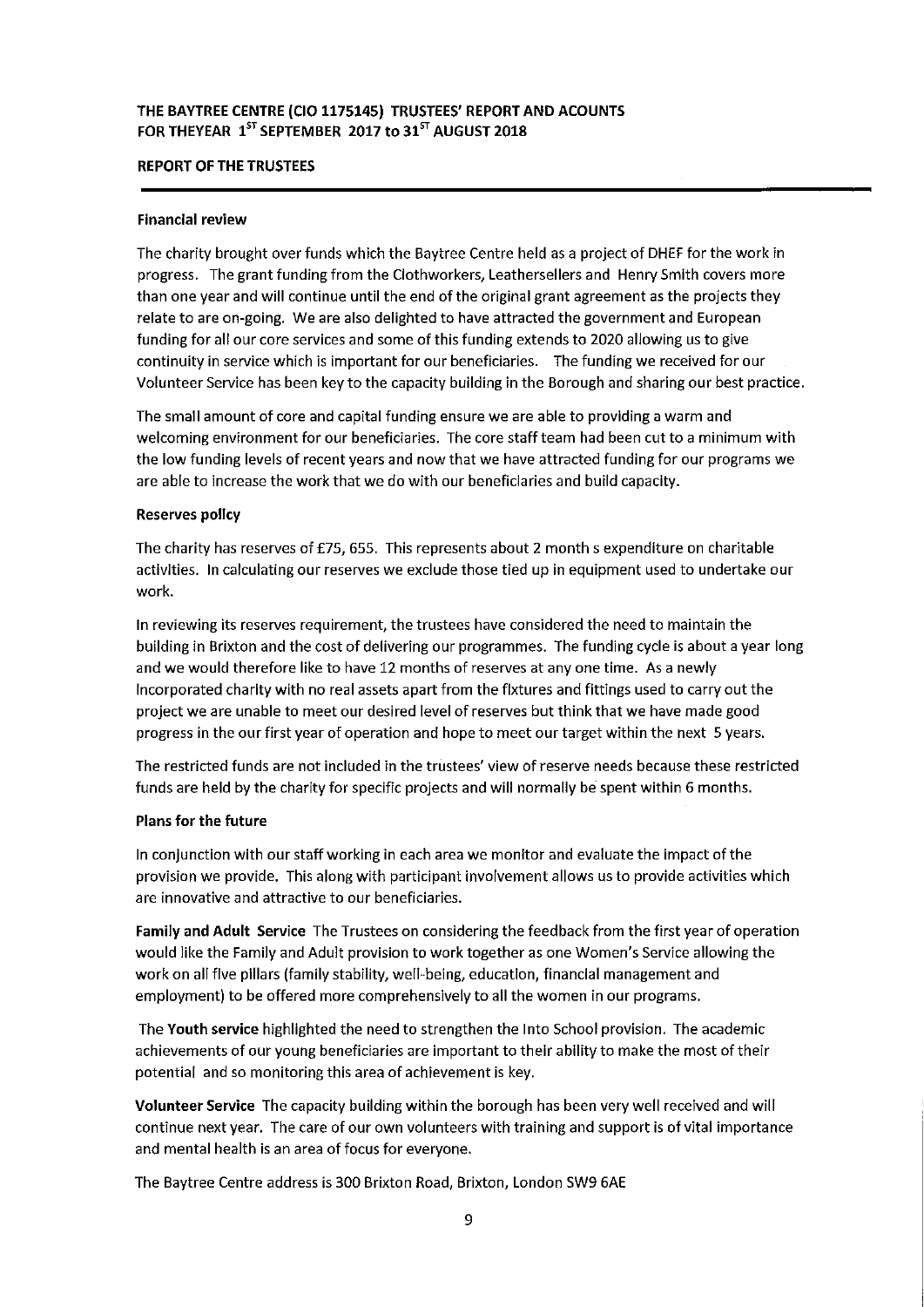## THE BAYTREE CENTRE (CIO 1175145) TRUSTEES' REPORT AND ACOUNTS FOR THEYEAR 1[ST] SEPTEMBER 2017 to 31[ST] AUGUST 2018

### REPORT OF THE TRUSTEES

**Financial review**

The charity brought over funds which the Baytree Centre held as a project of DHEF for the work in progress. The grant funding from the Clothworkers, Leathersellers and Henry Smith covers more than one year and will continue until the end of the original grant agreement as the projects they relate to are on-going. We are also delighted to have attracted the government and European funding for all our core services and some of this funding extends to 2020 allowing us to give continuity in service which is important for our beneficiaries. The funding we received for our Volunteer Service has been key to the capacity building in the Borough and sharing our best practice.

The small amount of core and capital funding ensure we are able to providing a warm and welcoming environment for our beneficiaries. The core staff team had been cut to a minimum with the low funding levels of recent years and now that we have attracted funding for our programs we are able to increase the work that we do with our beneficiaries and build capacity.

**Reserves policy**

The charity has reserves of £75, 655. This represents about 2 month s expenditure on charitable activities. In calculating our reserves we exclude those tied up in equipment used to undertake our work.

In reviewing its reserves requirement, the trustees have considered the need to maintain the building in Brixton and the cost of delivering our programmes. The funding cycle is about a year long and we would therefore like to have 12 months of reserves at any one time. As a newly incorporated charity with no real assets apart from the fixtures and fittings used to carry out the project we are unable to meet our desired level of reserves but think that we have made good progress in the our first year of operation and hope to meet our target within the next 5 years.

The restricted funds are not included in the trustees' view of reserve needs because these restricted funds are held by the charity for specific projects and will normally be spent within 6 months.

**Plans for the future**

In conjunction with our staff working in each area we monitor and evaluate the impact of the provision we provide. This along with participant involvement allows us to provide activities which are innovative and attractive to our beneficiaries.

**Family and Adult Service** The Trustees on considering the feedback from the first year of operation would like the Family and Adult provision to work together as one Women's Service allowing the work on all five pillars (family stability, well-being, education, financial management and employment) to be offered more comprehensively to all the women in our programs.

The **Youth service** highlighted the need to strengthen the Into School provision. The academic achievements of our young beneficiaries are important to their ability to make the most of their potential and so monitoring this area of achievement is key.

**Volunteer Service** The capacity building within the borough has been very well received and will continue next year. The care of our own volunteers with training and support is of vital importance and mental health is an area of focus for everyone.

The Baytree Centre address is 300 Brixton Road, Brixton, London SW9 6AE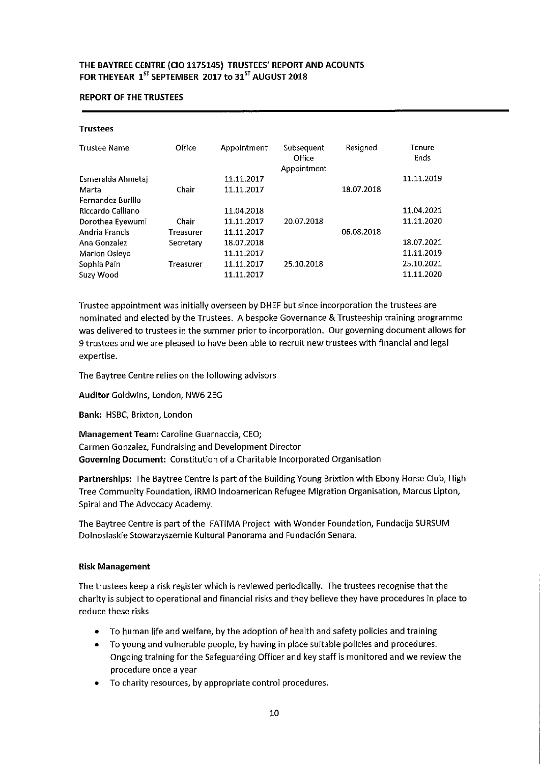**THE BAYTREE CENTRE (CIO 1175145) TRUSTEES' REPORT AND ACOUNTS FOR THEYEAR 1ST SEPTEMBER 2017 to 31ST AUGUST 2018**

**REPORT OF THE TRUSTEES**

**Trustees**

| Trustee Name | Office | Appointment | Subsequent Office Appointment | Resigned | Tenure Ends |
|---|---|---|---|---|---|
| Esmeralda Ahmetaj | | 11.11.2017 | | | 11.11.2019 |
| Marta Fernandez Burillo | Chair | 11.11.2017 | | 18.07.2018 | |
| Riccardo Calliano | | 11.04.2018 | | | 11.04.2021 |
| Dorothea Eyewumi | Chair | 11.11.2017 | 20.07.2018 | | 11.11.2020 |
| Andria Francis | Treasurer | 11.11.2017 | | 06.08.2018 | |
| Ana Gonzalez | Secretary | 18.07.2018 | | | 18.07.2021 |
| Marion Osieyo | | 11.11.2017 | | | 11.11.2019 |
| Sophia Pain | Treasurer | 11.11.2017 | 25.10.2018 | | 25.10.2021 |
| Suzy Wood | | 11.11.2017 | | | 11.11.2020 |

Trustee appointment was initially overseen by DHEF but since incorporation the trustees are nominated and elected by the Trustees. A bespoke Governance & Trusteeship training programme was delivered to trustees in the summer prior to incorporation. Our governing document allows for 9 trustees and we are pleased to have been able to recruit new trustees with financial and legal expertise.

The Baytree Centre relies on the following advisors

**Auditor** Goldwins, London, NW6 2EG

**Bank:** HSBC, Brixton, London

**Management Team:** Caroline Guarnaccia, CEO;
Carmen Gonzalez, Fundraising and Development Director
**Governing Document:** Constitution of a Charitable Incorporated Organisation

**Partnerships:** The Baytree Centre is part of the Building Young Brixtion with Ebony Horse Club, High Tree Community Foundation, IRMO Indoamerican Refugee Migration Organisation, Marcus Lipton, Spiral and The Advocacy Academy.

The Baytree Centre is part of the FATIMA Project with Wonder Foundation, Fundacija SURSUM Dolnoslaskie Stowarzyszernie Kultural Panorama and Fundación Senara.

**Risk Management**

The trustees keep a risk register which is reviewed periodically. The trustees recognise that the charity is subject to operational and financial risks and they believe they have procedures in place to reduce these risks

- To human life and welfare, by the adoption of health and safety policies and training
- To young and vulnerable people, by having in place suitable policies and procedures. Ongoing training for the Safeguarding Officer and key staff is monitored and we review the procedure once a year
- To charity resources, by appropriate control procedures.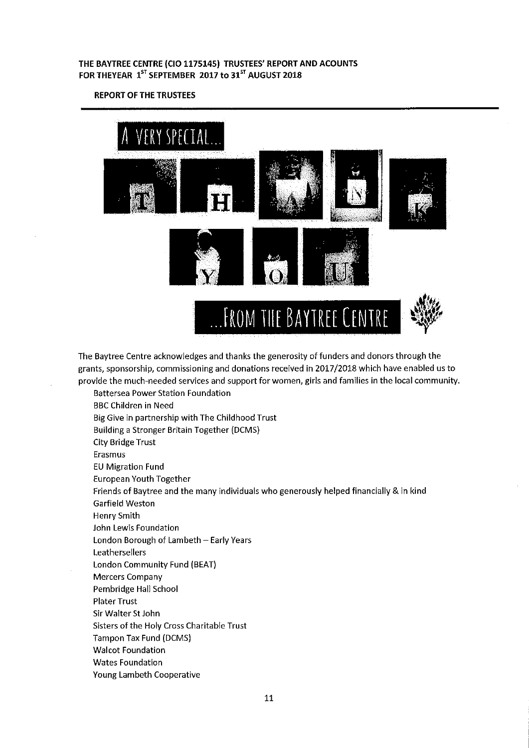**THE BAYTREE CENTRE (CIO 1175145) TRUSTEES' REPORT AND ACOUNTS FOR THEYEAR 1ST SEPTEMBER 2017 to 31ST AUGUST 2018**

**REPORT OF THE TRUSTEES**

A VERY SPECIAL...

T H A N K Y O U

...FROM THE BAYTREE CENTRE

The Baytree Centre acknowledges and thanks the generosity of funders and donors through the grants, sponsorship, commissioning and donations received in 2017/2018 which have enabled us to provide the much-needed services and support for women, girls and families in the local community.

- Battersea Power Station Foundation
- BBC Children in Need
- Big Give in partnership with The Childhood Trust
- Building a Stronger Britain Together (DCMS)
- City Bridge Trust
- Erasmus
- EU Migration Fund
- European Youth Together
- Friends of Baytree and the many individuals who generously helped financially & in kind
- Garfield Weston
- Henry Smith
- John Lewis Foundation
- London Borough of Lambeth – Early Years
- Leathersellers
- London Community Fund (BEAT)
- Mercers Company
- Pembridge Hall School
- Plater Trust
- Sir Walter St John
- Sisters of the Holy Cross Charitable Trust
- Tampon Tax Fund (DCMS)
- Walcot Foundation
- Wates Foundation
- Young Lambeth Cooperative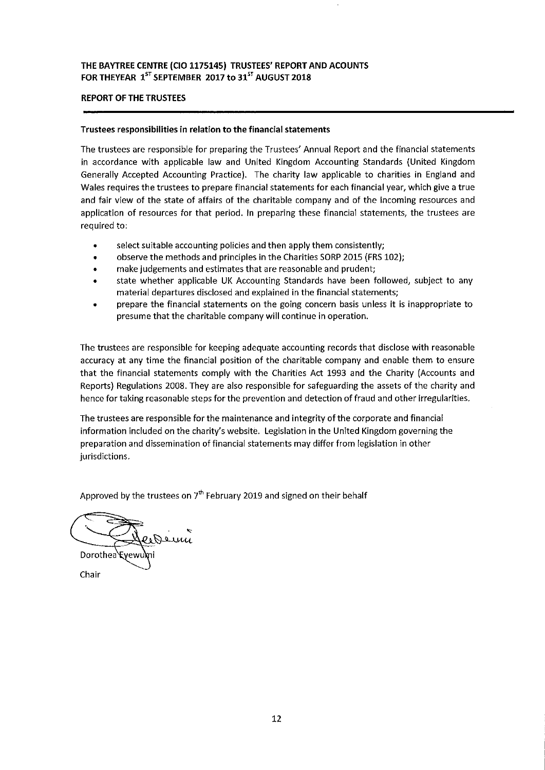**THE BAYTREE CENTRE (CIO 1175145) TRUSTEES' REPORT AND ACOUNTS**
**FOR THEYEAR 1ST SEPTEMBER 2017 to 31ST AUGUST 2018**

**REPORT OF THE TRUSTEES**

**Trustees responsibilities in relation to the financial statements**

The trustees are responsible for preparing the Trustees' Annual Report and the financial statements in accordance with applicable law and United Kingdom Accounting Standards (United Kingdom Generally Accepted Accounting Practice). The charity law applicable to charities in England and Wales requires the trustees to prepare financial statements for each financial year, which give a true and fair view of the state of affairs of the charitable company and of the incoming resources and application of resources for that period. In preparing these financial statements, the trustees are required to:

- select suitable accounting policies and then apply them consistently;
- observe the methods and principles in the Charities SORP 2015 (FRS 102);
- make judgements and estimates that are reasonable and prudent;
- state whether applicable UK Accounting Standards have been followed, subject to any material departures disclosed and explained in the financial statements;
- prepare the financial statements on the going concern basis unless it is inappropriate to presume that the charitable company will continue in operation.

The trustees are responsible for keeping adequate accounting records that disclose with reasonable accuracy at any time the financial position of the charitable company and enable them to ensure that the financial statements comply with the Charities Act 1993 and the Charity (Accounts and Reports) Regulations 2008. They are also responsible for safeguarding the assets of the charity and hence for taking reasonable steps for the prevention and detection of fraud and other irregularities.

The trustees are responsible for the maintenance and integrity of the corporate and financial information included on the charity's website. Legislation in the United Kingdom governing the preparation and dissemination of financial statements may differ from legislation in other jurisdictions.

Approved by the trustees on 7th February 2019 and signed on their behalf

Dorothea Eyewumi

Chair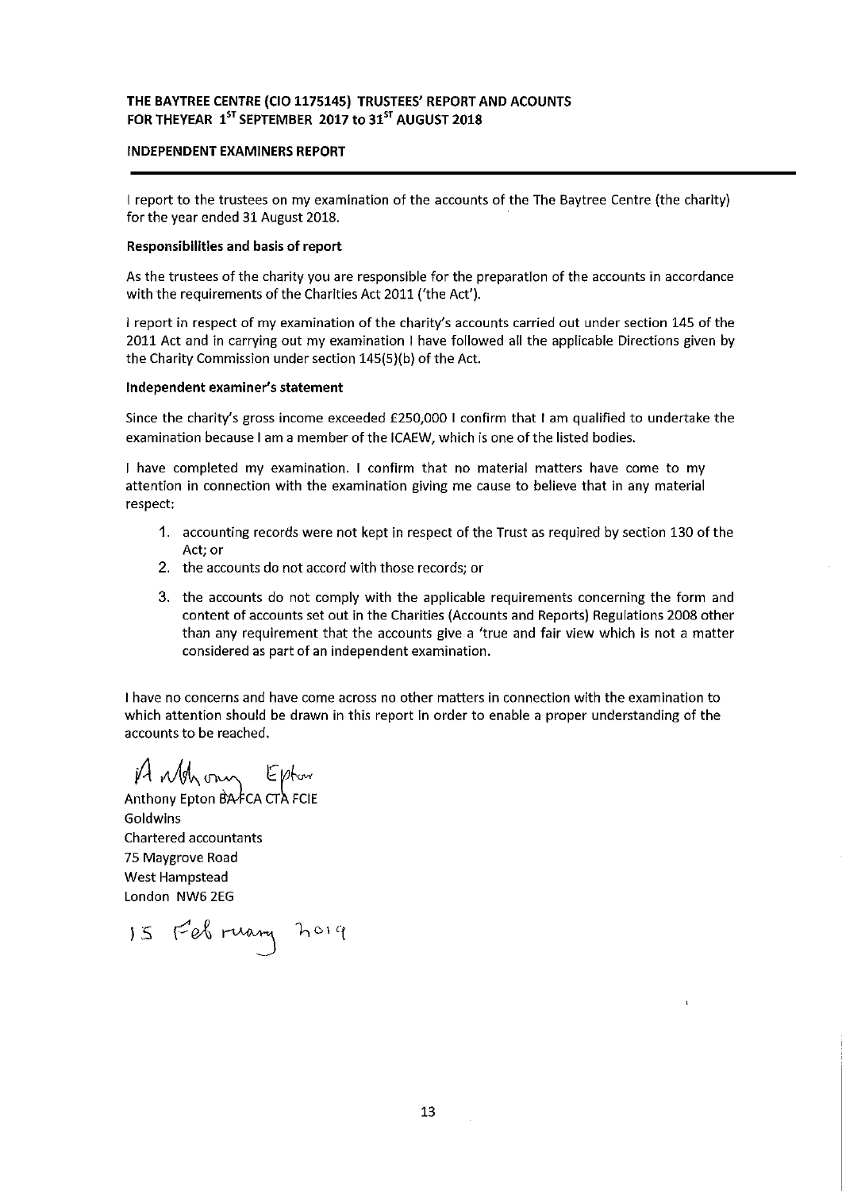**THE BAYTREE CENTRE (CIO 1175145) TRUSTEES' REPORT AND ACOUNTS FOR THEYEAR 1ST SEPTEMBER 2017 to 31ST AUGUST 2018**

**INDEPENDENT EXAMINERS REPORT**

---

I report to the trustees on my examination of the accounts of the The Baytree Centre (the charity) for the year ended 31 August 2018.

**Responsibilities and basis of report**

As the trustees of the charity you are responsible for the preparation of the accounts in accordance with the requirements of the Charities Act 2011 ('the Act').

I report in respect of my examination of the charity's accounts carried out under section 145 of the 2011 Act and in carrying out my examination I have followed all the applicable Directions given by the Charity Commission under section 145(5)(b) of the Act.

**Independent examiner's statement**

Since the charity's gross income exceeded £250,000 I confirm that I am qualified to undertake the examination because I am a member of the ICAEW, which is one of the listed bodies.

I have completed my examination. I confirm that no material matters have come to my attention in connection with the examination giving me cause to believe that in any material respect:

1. accounting records were not kept in respect of the Trust as required by section 130 of the Act; or
2. the accounts do not accord with those records; or
3. the accounts do not comply with the applicable requirements concerning the form and content of accounts set out in the Charities (Accounts and Reports) Regulations 2008 other than any requirement that the accounts give a 'true and fair view which is not a matter considered as part of an independent examination.

I have no concerns and have come across no other matters in connection with the examination to which attention should be drawn in this report in order to enable a proper understanding of the accounts to be reached.

Anthony Epton

Anthony Epton BA FCA CTA FCIE
Goldwins
Chartered accountants
75 Maygrove Road
West Hampstead
London NW6 2EG

15 February 2019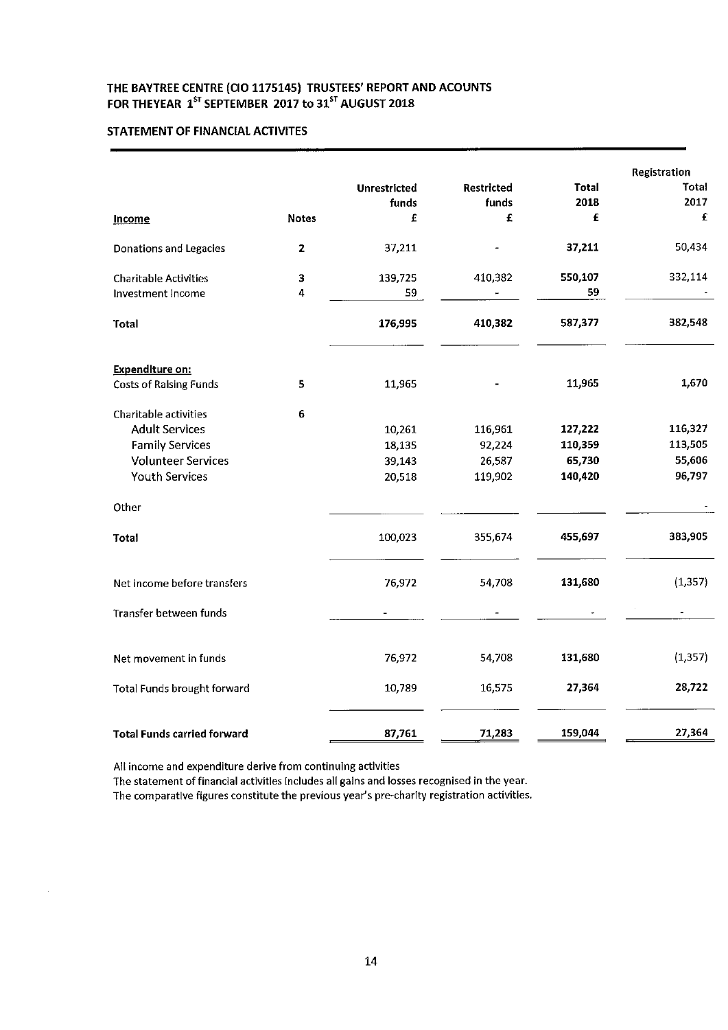## THE BAYTREE CENTRE (CIO 1175145) TRUSTEES' REPORT AND ACOUNTS FOR THEYEAR 1ST SEPTEMBER 2017 to 31ST AUGUST 2018

### STATEMENT OF FINANCIAL ACTIVITES

| Income | Notes | Unrestricted funds £ | Restricted funds £ | Total 2018 £ | Registration Total 2017 £ |
|---|---|---|---|---|---|
| Donations and Legacies | 2 | 37,211 | - | **37,211** | 50,434 |
| Charitable Activities | 3 | 139,725 | 410,382 | **550,107** | 332,114 |
| Investment Income | 4 | 59 | - | 59 | - |
| **Total** | | **176,995** | **410,382** | 587,377 | 382,548 |
| **Expenditure on:** | | | | | |
| Costs of Raising Funds | 5 | 11,965 | - | 11,965 | 1,670 |
| Charitable activities | 6 | | | | |
| Adult Services | | 10,261 | 116,961 | **127,222** | 116,327 |
| Family Services | | 18,135 | 92,224 | **110,359** | 113,505 |
| Volunteer Services | | 39,143 | 26,587 | **65,730** | 55,606 |
| Youth Services | | 20,518 | 119,902 | **140,420** | 96,797 |
| Other | | | | | - |
| **Total** | | 100,023 | 355,674 | **455,697** | 383,905 |
| Net income before transfers | | 76,972 | 54,708 | **131,680** | (1,357) |
| Transfer between funds | | - | - | - | - |
| Net movement in funds | | 76,972 | 54,708 | **131,680** | (1,357) |
| Total Funds brought forward | | 10,789 | 16,575 | **27,364** | 28,722 |
| **Total Funds carried forward** | | **87,761** | **71,283** | 159,044 | 27,364 |

All income and expenditure derive from continuing activities
The statement of financial activities includes all gains and losses recognised in the year.
The comparative figures constitute the previous year's pre-charity registration activities.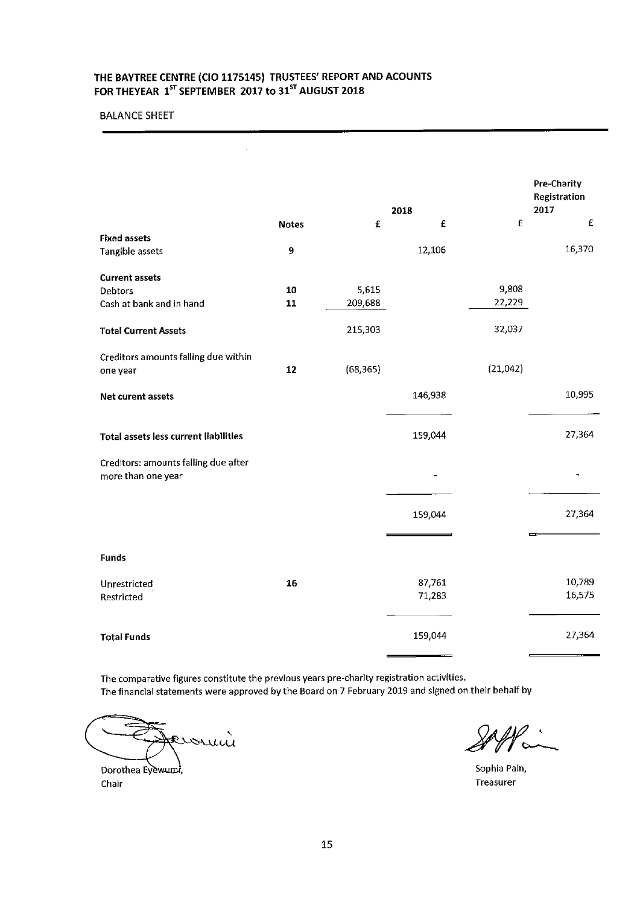# THE BAYTREE CENTRE (CIO 1175145) TRUSTEES' REPORT AND ACOUNTS FOR THEYEAR 1ST SEPTEMBER 2017 to 31ST AUGUST 2018

BALANCE SHEET

| | Notes | 2018 £ | 2018 £ | Pre-Charity Registration 2017 £ | Pre-Charity Registration 2017 £ |
|---|---|---|---|---|---|
| **Fixed assets** | | | | | |
| Tangible assets | 9 | | 12,106 | | 16,370 |
| **Current assets** | | | | | |
| Debtors | 10 | 5,615 | | 9,808 | |
| Cash at bank and in hand | 11 | 209,688 | | 22,229 | |
| **Total Current Assets** | | 215,303 | | 32,037 | |
| Creditors amounts falling due within one year | 12 | (68,365) | | (21,042) | |
| **Net curent assets** | | | 146,938 | | 10,995 |
| **Total assets less current liabilities** | | | 159,044 | | 27,364 |
| Creditors: amounts falling due after more than one year | | | - | | - |
| | | | 159,044 | | 27,364 |
| **Funds** | | | | | |
| Unrestricted | 16 | | 87,761 | | 10,789 |
| Restricted | | | 71,283 | | 16,575 |
| **Total Funds** | | | 159,044 | | 27,364 |

The comparative figures constitute the previous years pre-charity registration activities.
The financial statements were approved by the Board on 7 February 2019 and signed on their behalf by

Dorothea Eyewumi,
Chair

Sophia Pain,
Treasurer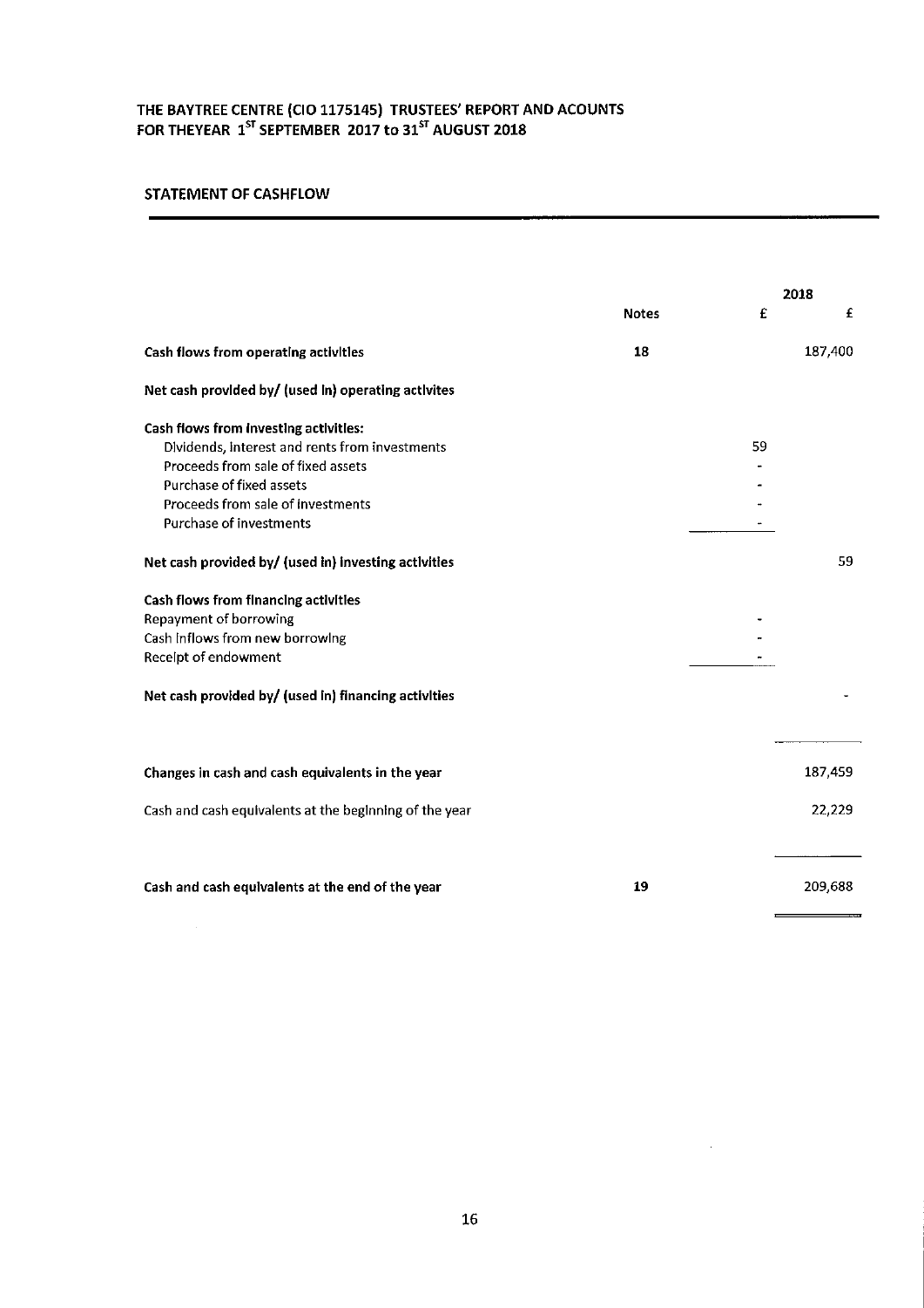# THE BAYTREE CENTRE (CIO 1175145) TRUSTEES' REPORT AND ACOUNTS FOR THEYEAR 1ST SEPTEMBER 2017 to 31ST AUGUST 2018

## STATEMENT OF CASHFLOW

| | Notes | 2018 £ | £ |
|---|---|---|---|
| **Cash flows from operating activities** | **18** | | 187,400 |
| **Net cash provided by/ (used in) operating activites** | | | |
| **Cash flows from investing activities:** | | | |
| Dividends, interest and rents from investments | | 59 | |
| Proceeds from sale of fixed assets | | - | |
| Purchase of fixed assets | | - | |
| Proceeds from sale of investments | | - | |
| Purchase of investments | | - | |
| **Net cash provided by/ (used in) investing activities** | | | 59 |
| **Cash flows from financing activities** | | | |
| Repayment of borrowing | | - | |
| Cash inflows from new borrowing | | - | |
| Receipt of endowment | | - | |
| **Net cash provided by/ (used in) financing activities** | | | - |
| **Changes in cash and cash equivalents in the year** | | | 187,459 |
| Cash and cash equivalents at the beginning of the year | | | 22,229 |
| **Cash and cash equivalents at the end of the year** | **19** | | 209,688 |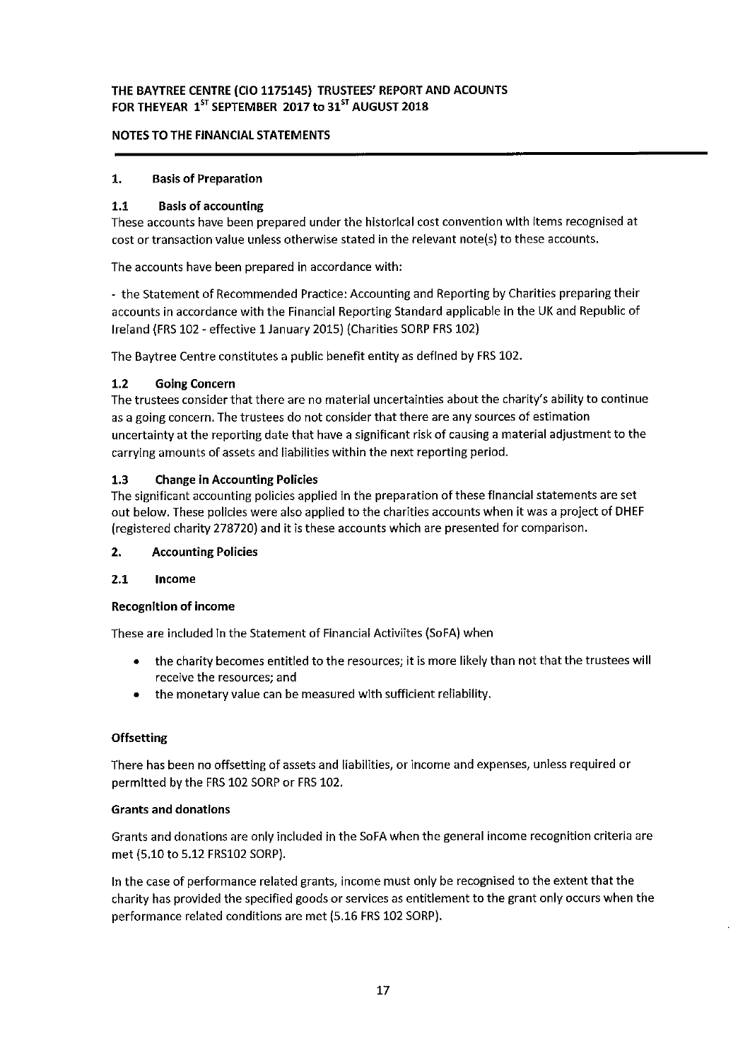# THE BAYTREE CENTRE (CIO 1175145) TRUSTEES' REPORT AND ACOUNTS FOR THEYEAR 1ST SEPTEMBER 2017 to 31ST AUGUST 2018

## NOTES TO THE FINANCIAL STATEMENTS

### 1. Basis of Preparation

#### 1.1 Basis of accounting

These accounts have been prepared under the historical cost convention with items recognised at cost or transaction value unless otherwise stated in the relevant note(s) to these accounts.

The accounts have been prepared in accordance with:

- the Statement of Recommended Practice: Accounting and Reporting by Charities preparing their accounts in accordance with the Financial Reporting Standard applicable in the UK and Republic of Ireland (FRS 102 - effective 1 January 2015) (Charities SORP FRS 102)

The Baytree Centre constitutes a public benefit entity as defined by FRS 102.

#### 1.2 Going Concern

The trustees consider that there are no material uncertainties about the charity's ability to continue as a going concern. The trustees do not consider that there are any sources of estimation uncertainty at the reporting date that have a significant risk of causing a material adjustment to the carrying amounts of assets and liabilities within the next reporting period.

#### 1.3 Change in Accounting Policies

The significant accounting policies applied in the preparation of these financial statements are set out below. These policies were also applied to the charities accounts when it was a project of DHEF (registered charity 278720) and it is these accounts which are presented for comparison.

### 2. Accounting Policies

#### 2.1 Income

**Recognition of income**

These are included in the Statement of Financial Activiites (SoFA) when

- the charity becomes entitled to the resources; it is more likely than not that the trustees will receive the resources; and
- the monetary value can be measured with sufficient reliability.

**Offsetting**

There has been no offsetting of assets and liabilities, or income and expenses, unless required or permitted by the FRS 102 SORP or FRS 102.

**Grants and donations**

Grants and donations are only included in the SoFA when the general income recognition criteria are met (5.10 to 5.12 FRS102 SORP).

In the case of performance related grants, income must only be recognised to the extent that the charity has provided the specified goods or services as entitlement to the grant only occurs when the performance related conditions are met (5.16 FRS 102 SORP).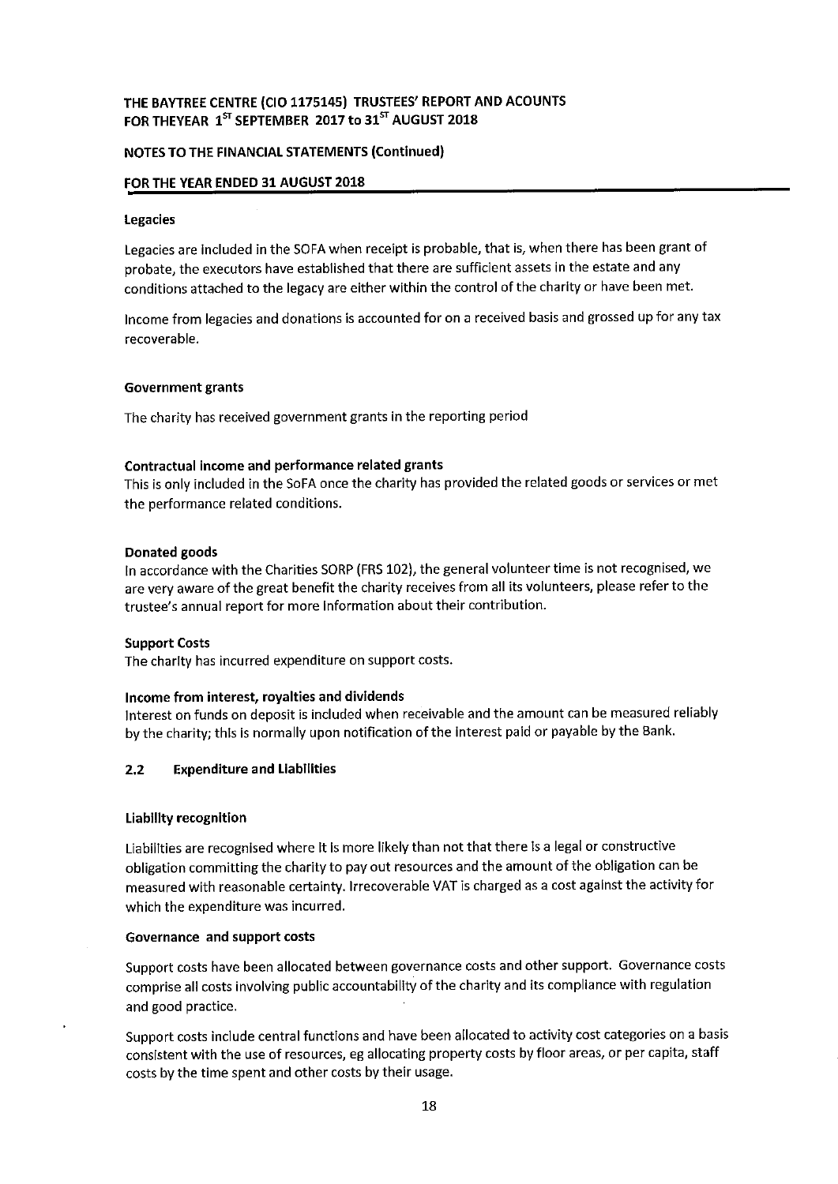## NOTES TO THE FINANCIAL STATEMENTS (Continued)

## FOR THE YEAR ENDED 31 AUGUST 2018

### Legacies

Legacies are included in the SOFA when receipt is probable, that is, when there has been grant of probate, the executors have established that there are sufficient assets in the estate and any conditions attached to the legacy are either within the control of the charity or have been met.

Income from legacies and donations is accounted for on a received basis and grossed up for any tax recoverable.

### Government grants

The charity has received government grants in the reporting period

### Contractual income and performance related grants

This is only included in the SoFA once the charity has provided the related goods or services or met the performance related conditions.

### Donated goods

In accordance with the Charities SORP (FRS 102), the general volunteer time is not recognised, we are very aware of the great benefit the charity receives from all its volunteers, please refer to the trustee's annual report for more information about their contribution.

### Support Costs

The charity has incurred expenditure on support costs.

### Income from interest, royalties and dividends

Interest on funds on deposit is included when receivable and the amount can be measured reliably by the charity; this is normally upon notification of the interest paid or payable by the Bank.

## 2.2 Expenditure and Liabilities

### Liability recognition

Liabilities are recognised where it is more likely than not that there is a legal or constructive obligation committing the charity to pay out resources and the amount of the obligation can be measured with reasonable certainty. Irrecoverable VAT is charged as a cost against the activity for which the expenditure was incurred.

### Governance and support costs

Support costs have been allocated between governance costs and other support. Governance costs comprise all costs involving public accountability of the charity and its compliance with regulation and good practice.

Support costs include central functions and have been allocated to activity cost categories on a basis consistent with the use of resources, eg allocating property costs by floor areas, or per capita, staff costs by the time spent and other costs by their usage.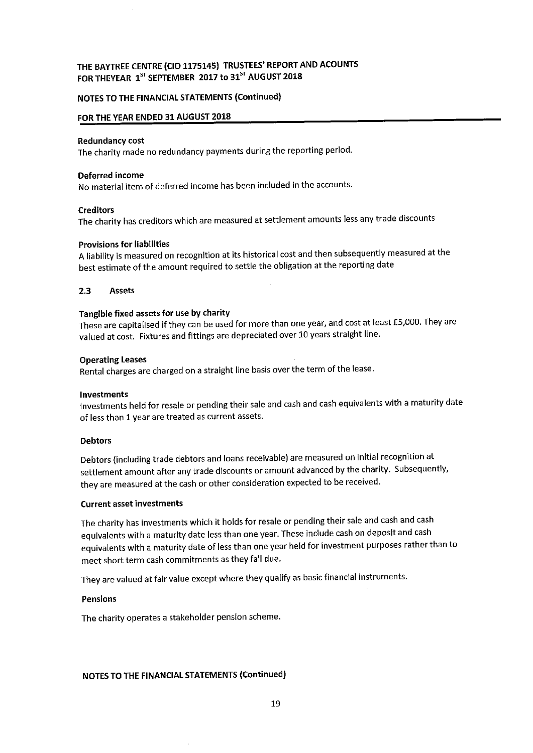# THE BAYTREE CENTRE (CIO 1175145) TRUSTEES' REPORT AND ACOUNTS FOR THEYEAR 1ST SEPTEMBER 2017 to 31ST AUGUST 2018

## NOTES TO THE FINANCIAL STATEMENTS (Continued)

## FOR THE YEAR ENDED 31 AUGUST 2018

**Redundancy cost**

The charity made no redundancy payments during the reporting period.

**Deferred income**

No material item of deferred income has been included in the accounts.

**Creditors**

The charity has creditors which are measured at settlement amounts less any trade discounts

**Provisions for liabilities**

A liability is measured on recognition at its historical cost and then subsequently measured at the best estimate of the amount required to settle the obligation at the reporting date

### 2.3 Assets

**Tangible fixed assets for use by charity**

These are capitalised if they can be used for more than one year, and cost at least £5,000. They are valued at cost. Fixtures and fittings are depreciated over 10 years straight line.

**Operating Leases**

Rental charges are charged on a straight line basis over the term of the lease.

**Investments**

Investments held for resale or pending their sale and cash and cash equivalents with a maturity date of less than 1 year are treated as current assets.

**Debtors**

Debtors (including trade debtors and loans receivable) are measured on initial recognition at settlement amount after any trade discounts or amount advanced by the charity. Subsequently, they are measured at the cash or other consideration expected to be received.

**Current asset investments**

The charity has investments which it holds for resale or pending their sale and cash and cash equivalents with a maturity date less than one year. These include cash on deposit and cash equivalents with a maturity date of less than one year held for investment purposes rather than to meet short term cash commitments as they fall due.

They are valued at fair value except where they qualify as basic financial instruments.

**Pensions**

The charity operates a stakeholder pension scheme.

## NOTES TO THE FINANCIAL STATEMENTS (Continued)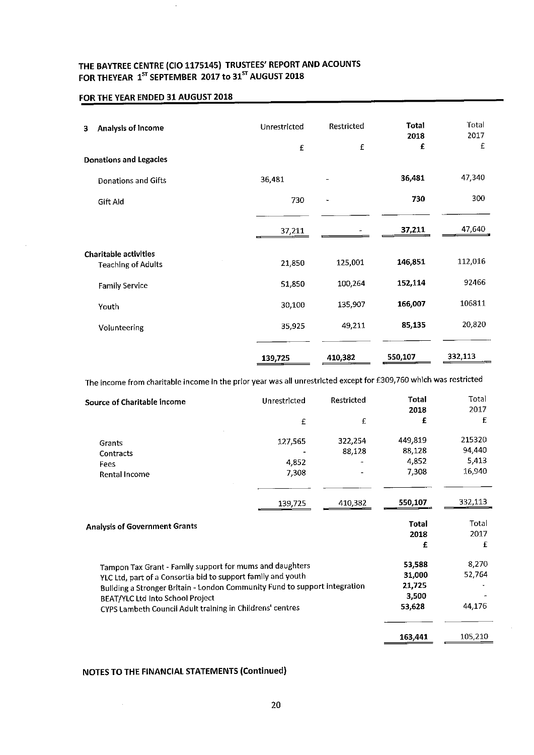## FOR THE YEAR ENDED 31 AUGUST 2018

| 3 Analysis of Income | Unrestricted | Restricted | Total 2018 | Total 2017 |
|---|---|---|---|---|
| | £ | £ | £ | £ |
| **Donations and Legacies** | | | | |
| Donations and Gifts | 36,481 | - | **36,481** | 47,340 |
| Gift Aid | 730 | - | **730** | 300 |
| | 37,211 | - | **37,211** | 47,640 |
| **Charitable activities** | | | | |
| Teaching of Adults | 21,850 | 125,001 | **146,851** | 112,016 |
| Family Service | 51,850 | 100,264 | **152,114** | 92466 |
| Youth | 30,100 | 135,907 | **166,007** | 106811 |
| Volunteering | 35,925 | 49,211 | **85,135** | 20,820 |
| | **139,725** | **410,382** | **550,107** | **332,113** |

The income from charitable income in the prior year was all unrestricted except for £309,760 which was restricted

| Source of Charitable income | Unrestricted | Restricted | Total 2018 | Total 2017 |
|---|---|---|---|---|
| | £ | £ | £ | £ |
| Grants | 127,565 | 322,254 | 449,819 | 215320 |
| Contracts | - | 88,128 | 88,128 | 94,440 |
| Fees | 4,852 | - | 4,852 | 5,413 |
| Rental Income | 7,308 | - | 7,308 | 16,940 |
| | 139,725 | 410,382 | 550,107 | 332,113 |

| Analysis of Government Grants | Total 2018 | Total 2017 |
|---|---|---|
| | £ | £ |
| Tampon Tax Grant - Family support for mums and daughters | 53,588 | 8,270 |
| YLC Ltd, part of a Consortia bid to support family and youth | 31,000 | 52,764 |
| Building a Stronger Britain - London Community Fund to support integration | 21,725 | - |
| BEAT/YLC Ltd Into School Project | 3,500 | - |
| CYPS Lambeth Council Adult training in Childrens' centres | 53,628 | 44,176 |
| | 163,441 | 105,210 |

**NOTES TO THE FINANCIAL STATEMENTS (Continued)**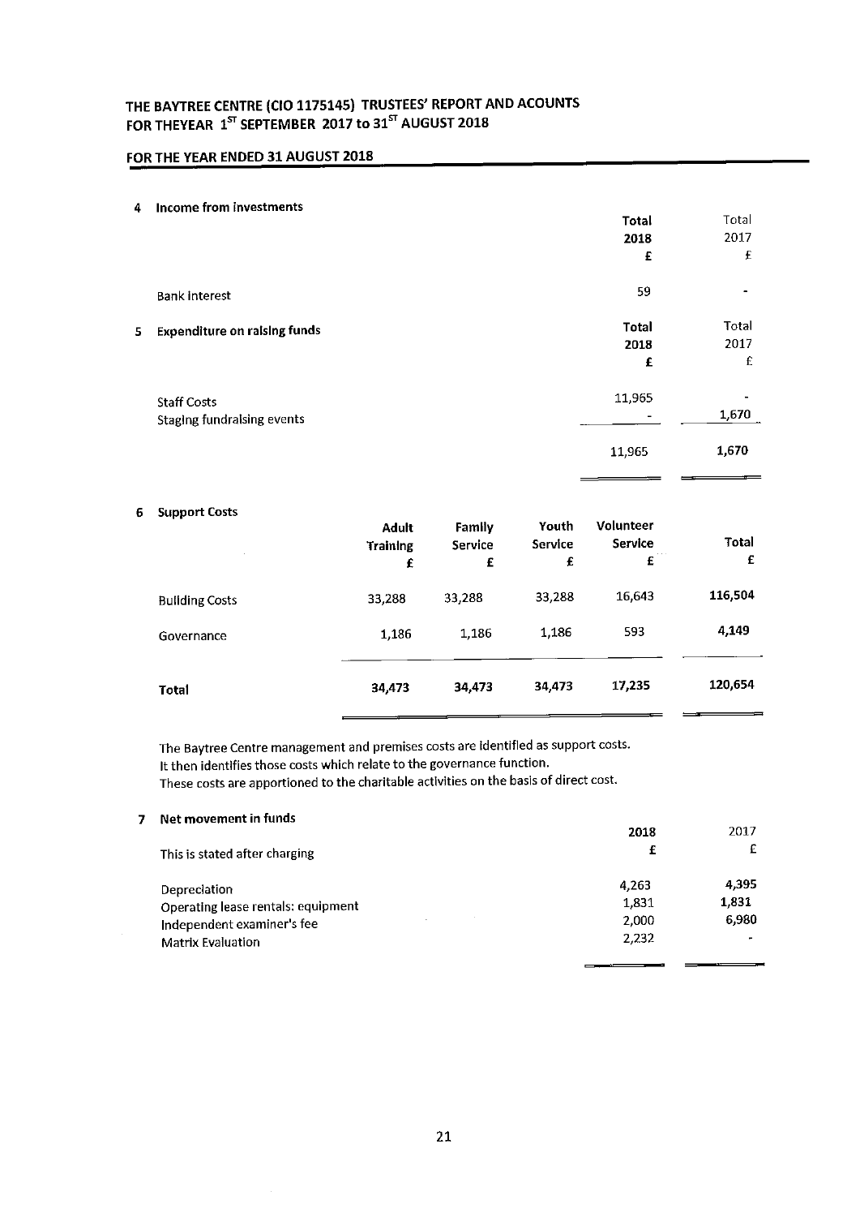# THE BAYTREE CENTRE (CIO 1175145) TRUSTEES' REPORT AND ACOUNTS FOR THEYEAR 1ST SEPTEMBER 2017 to 31ST AUGUST 2018

## FOR THE YEAR ENDED 31 AUGUST 2018

### 4 Income from investments

| | Total 2018 £ | Total 2017 £ |
|---|---|---|
| Bank Interest | 59 | - |

### 5 Expenditure on raising funds

| | Total 2018 £ | Total 2017 £ |
|---|---|---|
| Staff Costs | 11,965 | - |
| Staging fundraising events | - | 1,670 |
| | 11,965 | 1,670 |

### 6 Support Costs

| | Adult Training £ | Family Service £ | Youth Service £ | Volunteer Service £ | Total £ |
|---|---|---|---|---|---|
| Building Costs | 33,288 | 33,288 | 33,288 | 16,643 | 116,504 |
| Governance | 1,186 | 1,186 | 1,186 | 593 | 4,149 |
| **Total** | **34,473** | **34,473** | **34,473** | **17,235** | **120,654** |

The Baytree Centre management and premises costs are identified as support costs.
It then identifies those costs which relate to the governance function.
These costs are apportioned to the charitable activities on the basis of direct cost.

### 7 Net movement in funds

| This is stated after charging | 2018 £ | 2017 £ |
|---|---|---|
| Depreciation | 4,263 | 4,395 |
| Operating lease rentals: equipment | 1,831 | 1,831 |
| Independent examiner's fee | 2,000 | 6,980 |
| Matrix Evaluation | 2,232 | - |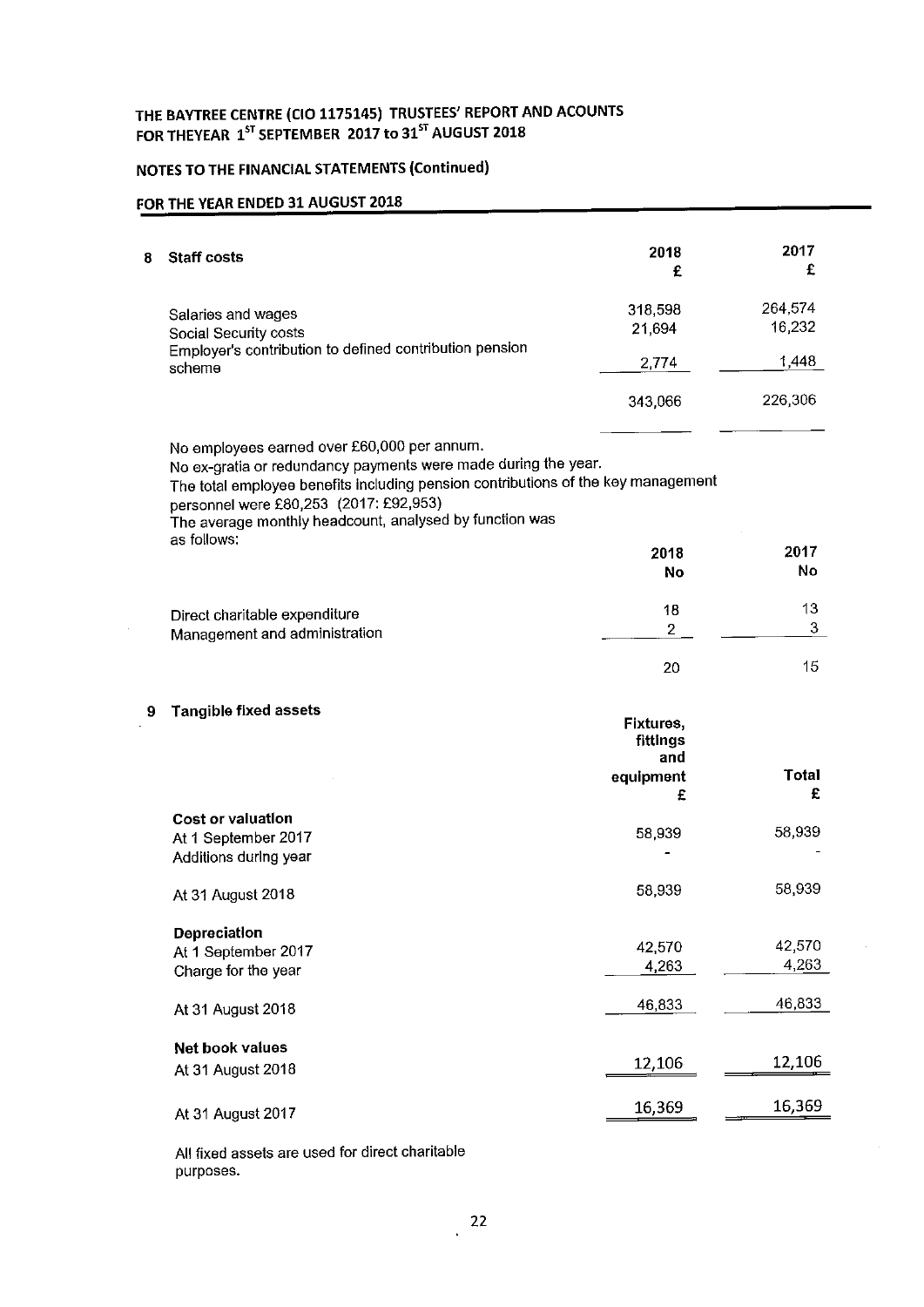# THE BAYTREE CENTRE (CIO 1175145) TRUSTEES' REPORT AND ACOUNTS FOR THEYEAR 1[ST] SEPTEMBER 2017 to 31[ST] AUGUST 2018

## NOTES TO THE FINANCIAL STATEMENTS (Continued)

## FOR THE YEAR ENDED 31 AUGUST 2018

### 8 Staff costs

| | 2018 £ | 2017 £ |
|---|---|---|
| Salaries and wages | 318,598 | 264,574 |
| Social Security costs | 21,694 | 16,232 |
| Employer's contribution to defined contribution pension scheme | 2,774 | 1,448 |
| | 343,066 | 226,306 |

No employees earned over £60,000 per annum.
No ex-gratia or redundancy payments were made during the year.
The total employee benefits including pension contributions of the key management personnel were £80,253 (2017: £92,953)
The average monthly headcount, analysed by function was as follows:

| | 2018 No | 2017 No |
|---|---|---|
| Direct charitable expenditure | 18 | 13 |
| Management and administration | 2 | 3 |
| | 20 | 15 |

### 9 Tangible fixed assets

| | Fixtures, fittings and equipment £ | Total £ |
|---|---|---|
| **Cost or valuation** | | |
| At 1 September 2017 | 58,939 | 58,939 |
| Additions during year | - | - |
| At 31 August 2018 | 58,939 | 58,939 |
| **Depreciation** | | |
| At 1 September 2017 | 42,570 | 42,570 |
| Charge for the year | 4,263 | 4,263 |
| At 31 August 2018 | 46,833 | 46,833 |
| **Net book values** | | |
| At 31 August 2018 | 12,106 | 12,106 |
| At 31 August 2017 | 16,369 | 16,369 |

All fixed assets are used for direct charitable purposes.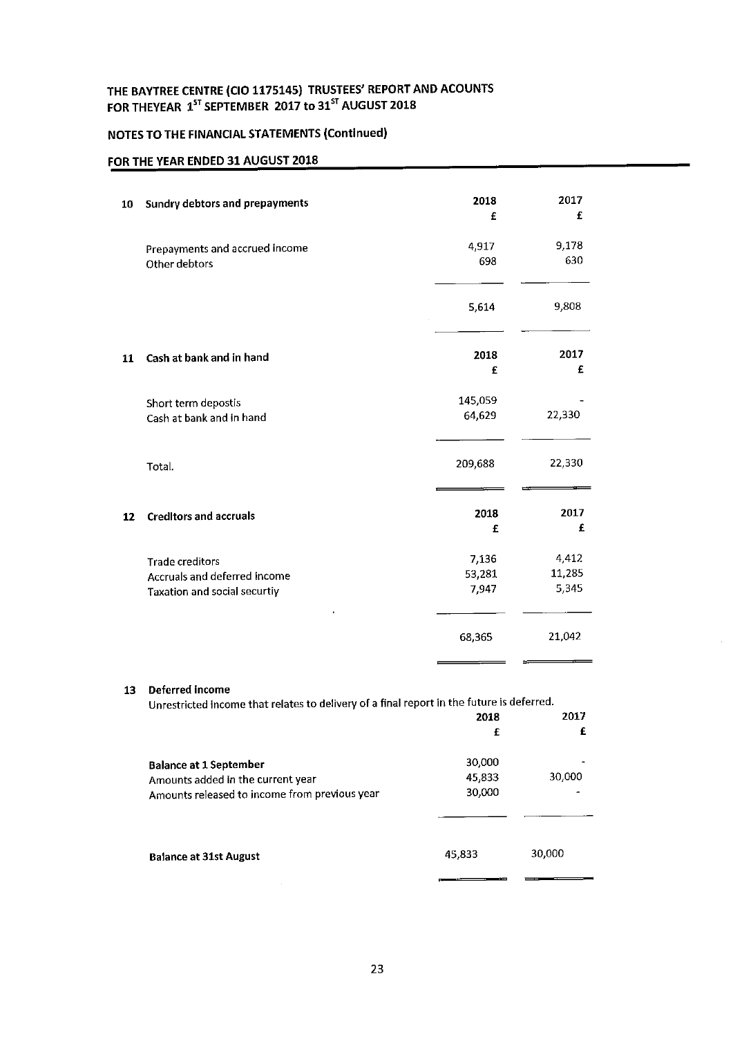# THE BAYTREE CENTRE (CIO 1175145) TRUSTEES' REPORT AND ACOUNTS FOR THEYEAR 1ST SEPTEMBER 2017 to 31ST AUGUST 2018

## NOTES TO THE FINANCIAL STATEMENTS (Continued)

## FOR THE YEAR ENDED 31 AUGUST 2018

| 10 | Sundry debtors and prepayments | 2018 £ | 2017 £ |
|---|---|---|---|
| | Prepayments and accrued income | 4,917 | 9,178 |
| | Other debtors | 698 | 630 |
| | | 5,614 | 9,808 |

| 11 | Cash at bank and in hand | 2018 £ | 2017 £ |
|---|---|---|---|
| | Short term depostis | 145,059 | - |
| | Cash at bank and in hand | 64,629 | 22,330 |
| | Total. | 209,688 | 22,330 |

| 12 | Creditors and accruals | 2018 £ | 2017 £ |
|---|---|---|---|
| | Trade creditors | 7,136 | 4,412 |
| | Accruals and deferred income | 53,281 | 11,285 |
| | Taxation and social securtiy | 7,947 | 5,345 |
| | | 68,365 | 21,042 |

**13 Deferred income**

Unrestricted income that relates to delivery of a final report in the future is deferred.

| | 2018 £ | 2017 £ |
|---|---|---|
| **Balance at 1 September** | 30,000 | - |
| Amounts added in the current year | 45,833 | 30,000 |
| Amounts released to income from previous year | 30,000 | - |
| **Balance at 31st August** | 45,833 | 30,000 |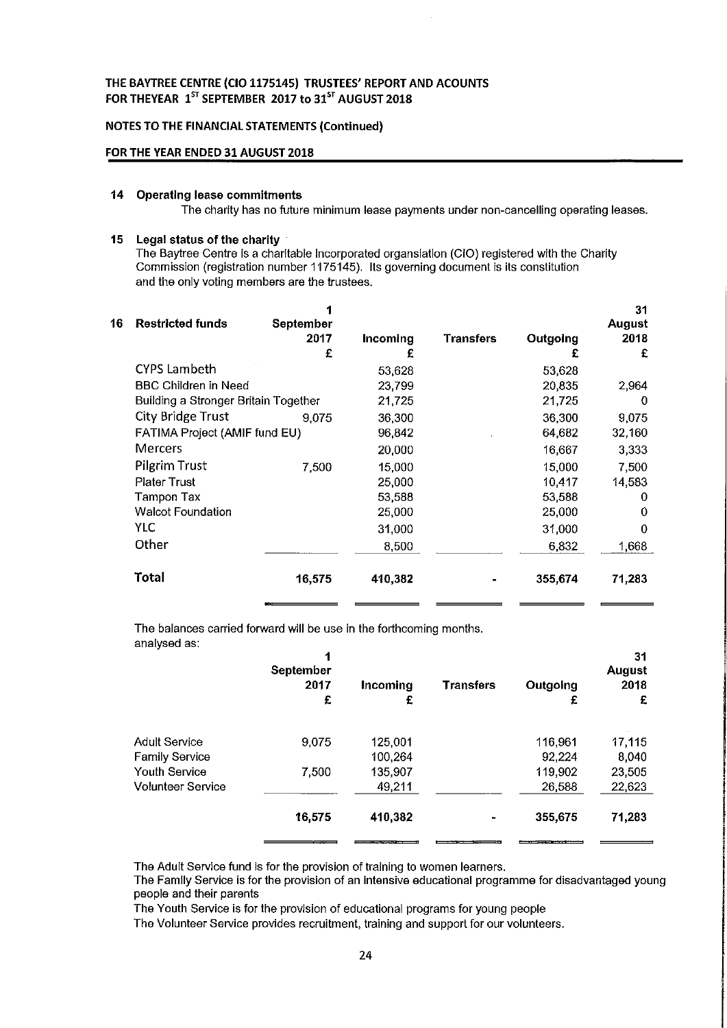THE BAYTREE CENTRE (CIO 1175145) TRUSTEES' REPORT AND ACOUNTS
FOR THEYEAR 1[ST] SEPTEMBER 2017 to 31[ST] AUGUST 2018

NOTES TO THE FINANCIAL STATEMENTS (Continued)

FOR THE YEAR ENDED 31 AUGUST 2018

**14 Operating lease commitments**

The charity has no future minimum lease payments under non-cancelling operating leases.

**15 Legal status of the charity**

The Baytree Centre is a charitable incorporated organsiation (CIO) registered with the Charity Commission (registration number 1175145). Its governing document is its constitution and the only voting members are the trustees.

**16 Restricted funds**

| Restricted funds | 1 September 2017 £ | Incoming £ | Transfers | Outgoing £ | 31 August 2018 £ |
|---|---|---|---|---|---|
| CYPS Lambeth | | 53,628 | | 53,628 | |
| BBC Children in Need | | 23,799 | | 20,835 | 2,964 |
| Building a Stronger Britain Together | | 21,725 | | 21,725 | 0 |
| City Bridge Trust | 9,075 | 36,300 | | 36,300 | 9,075 |
| FATIMA Project (AMIF fund EU) | | 96,842 | | 64,682 | 32,160 |
| Mercers | | 20,000 | | 16,667 | 3,333 |
| Pilgrim Trust | 7,500 | 15,000 | | 15,000 | 7,500 |
| Plater Trust | | 25,000 | | 10,417 | 14,583 |
| Tampon Tax | | 53,588 | | 53,588 | 0 |
| Walcot Foundation | | 25,000 | | 25,000 | 0 |
| YLC | | 31,000 | | 31,000 | 0 |
| Other | | 8,500 | | 6,832 | 1,668 |
| **Total** | **16,575** | **410,382** | **-** | **355,674** | **71,283** |

The balances carried forward will be use in the forthcoming months.
analysed as:

| | 1 September 2017 £ | Incoming £ | Transfers | Outgoing £ | 31 August 2018 £ |
|---|---|---|---|---|---|
| Adult Service | 9,075 | 125,001 | | 116,961 | 17,115 |
| Family Service | | 100,264 | | 92,224 | 8,040 |
| Youth Service | 7,500 | 135,907 | | 119,902 | 23,505 |
| Volunteer Service | | 49,211 | | 26,588 | 22,623 |
| | **16,575** | **410,382** | **-** | **355,675** | **71,283** |

The Adult Service fund is for the provision of training to women learners.
The Family Service is for the provision of an intensive educational programme for disadvantaged young people and their parents
The Youth Service is for the provision of educational programs for young people
The Volunteer Service provides recruitment, training and support for our volunteers.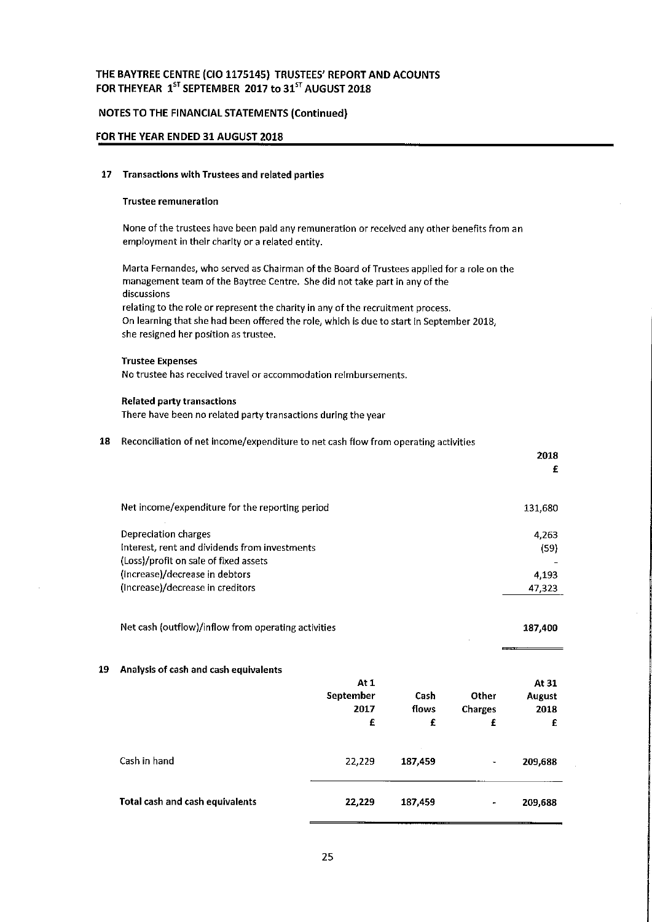# THE BAYTREE CENTRE (CIO 1175145) TRUSTEES' REPORT AND ACOUNTS FOR THEYEAR 1ST SEPTEMBER 2017 to 31ST AUGUST 2018

## NOTES TO THE FINANCIAL STATEMENTS (Continued)

## FOR THE YEAR ENDED 31 AUGUST 2018

### 17 Transactions with Trustees and related parties

**Trustee remuneration**

None of the trustees have been paid any remuneration or received any other benefits from an employment in their charity or a related entity.

Marta Fernandes, who served as Chairman of the Board of Trustees applied for a role on the management team of the Baytree Centre. She did not take part in any of the discussions relating to the role or represent the charity in any of the recruitment process. On learning that she had been offered the role, which is due to start in September 2018, she resigned her position as trustee.

**Trustee Expenses**

No trustee has received travel or accommodation reimbursements.

**Related party transactions**

There have been no related party transactions during the year

### 18 Reconciliation of net income/expenditure to net cash flow from operating activities

| | 2018 £ |
|---|---|
| Net income/expenditure for the reporting period | 131,680 |
| Depreciation charges | 4,263 |
| Interest, rent and dividends from investments | (59) |
| (Loss)/profit on sale of fixed assets | - |
| (Increase)/decrease in debtors | 4,193 |
| (Increase)/decrease in creditors | 47,323 |
| Net cash (outflow)/inflow from operating activities | **187,400** |

### 19 Analysis of cash and cash equivalents

| | At 1 September 2017 £ | Cash flows £ | Other Charges £ | At 31 August 2018 £ |
|---|---|---|---|---|
| Cash in hand | 22,229 | **187,459** | - | **209,688** |
| **Total cash and cash equivalents** | **22,229** | **187,459** | - | **209,688** |